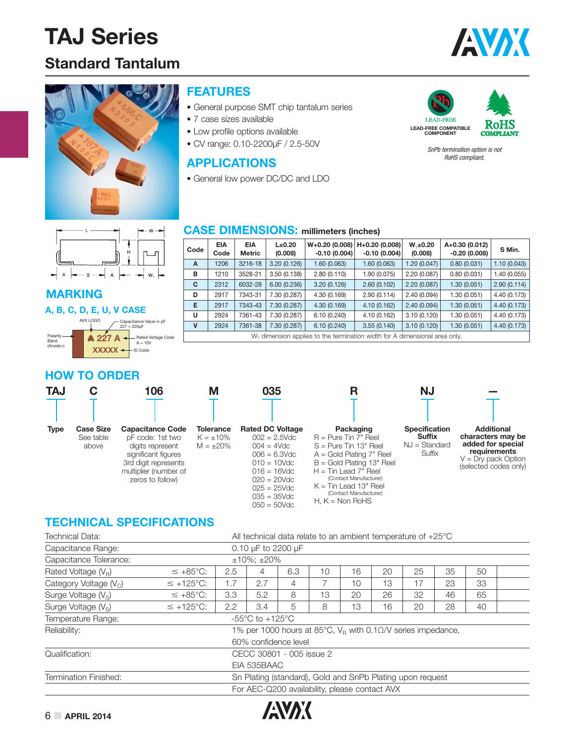# TAJ Series

## Standard Tantalum

### FEATURES

- General purpose SMT chip tantalum series
- 7 case sizes available
- Low profile options available
- CV range: 0.10-2200µF / 2.5-50V

LEAD-FREE COMPATIBLE COMPONENT

RoHS COMPLIANT

*SnPb termination option is not RoHS compliant.*

### APPLICATIONS

- General low power DC/DC and LDO

### CASE DIMENSIONS: millimeters (inches)

| Code | EIA Code | EIA Metric | L±0.20 (0.008) | W+0.20 (0.008) -0.10 (0.004) | H+0.20 (0.008) -0.10 (0.004) | $W_1$±0.20 (0.008) | A+0.30 (0.012) -0.20 (0.008) | S Min. |
|---|---|---|---|---|---|---|---|---|
| A | 1206 | 3216-18 | 3.20 (0.126) | 1.60 (0.063) | 1.60 (0.063) | 1.20 (0.047) | 0.80 (0.031) | 1.10 (0.043) |
| B | 1210 | 3528-21 | 3.50 (0.138) | 2.80 (0.110) | 1.90 (0.075) | 2.20 (0.087) | 0.80 (0.031) | 1.40 (0.055) |
| C | 2312 | 6032-28 | 6.00 (0.236) | 3.20 (0.126) | 2.60 (0.102) | 2.20 (0.087) | 1.30 (0.051) | 2.90 (0.114) |
| D | 2917 | 7343-31 | 7.30 (0.287) | 4.30 (0.169) | 2.90 (0.114) | 2.40 (0.094) | 1.30 (0.051) | 4.40 (0.173) |
| E | 2917 | 7343-43 | 7.30 (0.287) | 4.30 (0.169) | 4.10 (0.162) | 2.40 (0.094) | 1.30 (0.051) | 4.40 (0.173) |
| U | 2924 | 7361-43 | 7.30 (0.287) | 6.10 (0.240) | 4.10 (0.162) | 3.10 (0.120) | 1.30 (0.051) | 4.40 (0.173) |
| V | 2924 | 7361-38 | 7.30 (0.287) | 6.10 (0.240) | 3.55 (0.140) | 3.10 (0.120) | 1.30 (0.051) | 4.40 (0.173) |

$W_1$ dimension applies to the termination width for A dimensional area only.

### MARKING

**A, B, C, D, E, U, V CASE**

- AVX LOGO
- Polarity Band (Anode+)
- 227 = Capacitance Value in pF (227 = 220µF)
- A = Rated Voltage Code (A = 10V)
- XXXXX = ID Code

### HOW TO ORDER

**TAJ** **C** **106** **M** **035** **R** **NJ** **—**

- **Type**: TAJ
- **Case Size**: See table above
- **Capacitance Code**: pF code: 1st two digits represent significant figures 3rd digit represents multiplier (number of zeros to follow)
- **Tolerance**: K = ±10%, M = ±20%
- **Rated DC Voltage**: 002 = 2.5Vdc, 004 = 4Vdc, 006 = 6.3Vdc, 010 = 10Vdc, 016 = 16Vdc, 020 = 20Vdc, 025 = 25Vdc, 035 = 35Vdc, 050 = 50Vdc
- **Packaging**: R = Pure Tin 7" Reel, S = Pure Tin 13" Reel, A = Gold Plating 7" Reel, B = Gold Plating 13" Reel, H = Tin Lead 7" Reel (Contact Manufacturer), K = Tin Lead 13" Reel (Contact Manufacturer), H, K = Non RoHS
- **Specification Suffix**: NJ = Standard Suffix
- **Additional characters may be added for special requirements**: V = Dry pack Option (selected codes only)

### TECHNICAL SPECIFICATIONS

| Technical Data: | | All technical data relate to an ambient temperature of +25°C | | | | | | | | |
|---|---|---|---|---|---|---|---|---|---|---|
| Capacitance Range: | | 0.10 µF to 2200 µF | | | | | | | | |
| Capacitance Tolerance: | | ±10%; ±20% | | | | | | | | |
| Rated Voltage ($V_R$) | ≤ +85°C: | 2.5 | 4 | 6.3 | 10 | 16 | 20 | 25 | 35 | 50 |
| Category Voltage ($V_C$) | ≤ +125°C: | 1.7 | 2.7 | 4 | 7 | 10 | 13 | 17 | 23 | 33 |
| Surge Voltage ($V_S$) | ≤ +85°C: | 3.3 | 5.2 | 8 | 13 | 20 | 26 | 32 | 46 | 65 |
| Surge Voltage ($V_S$) | ≤ +125°C: | 2.2 | 3.4 | 5 | 8 | 13 | 16 | 20 | 28 | 40 |
| Temperature Range: | | -55°C to +125°C | | | | | | | | |
| Reliability: | | 1% per 1000 hours at 85°C, $V_R$ with 0.1Ω/V series impedance, 60% confidence level | | | | | | | | |
| Qualification: | | CECC 30801 - 005 issue 2, EIA 535BAAC | | | | | | | | |
| Termination Finished: | | Sn Plating (standard), Gold and SnPb Plating upon request | | | | | | | | |
| | | For AEC-Q200 availability, please contact AVX | | | | | | | | |

APRIL 2014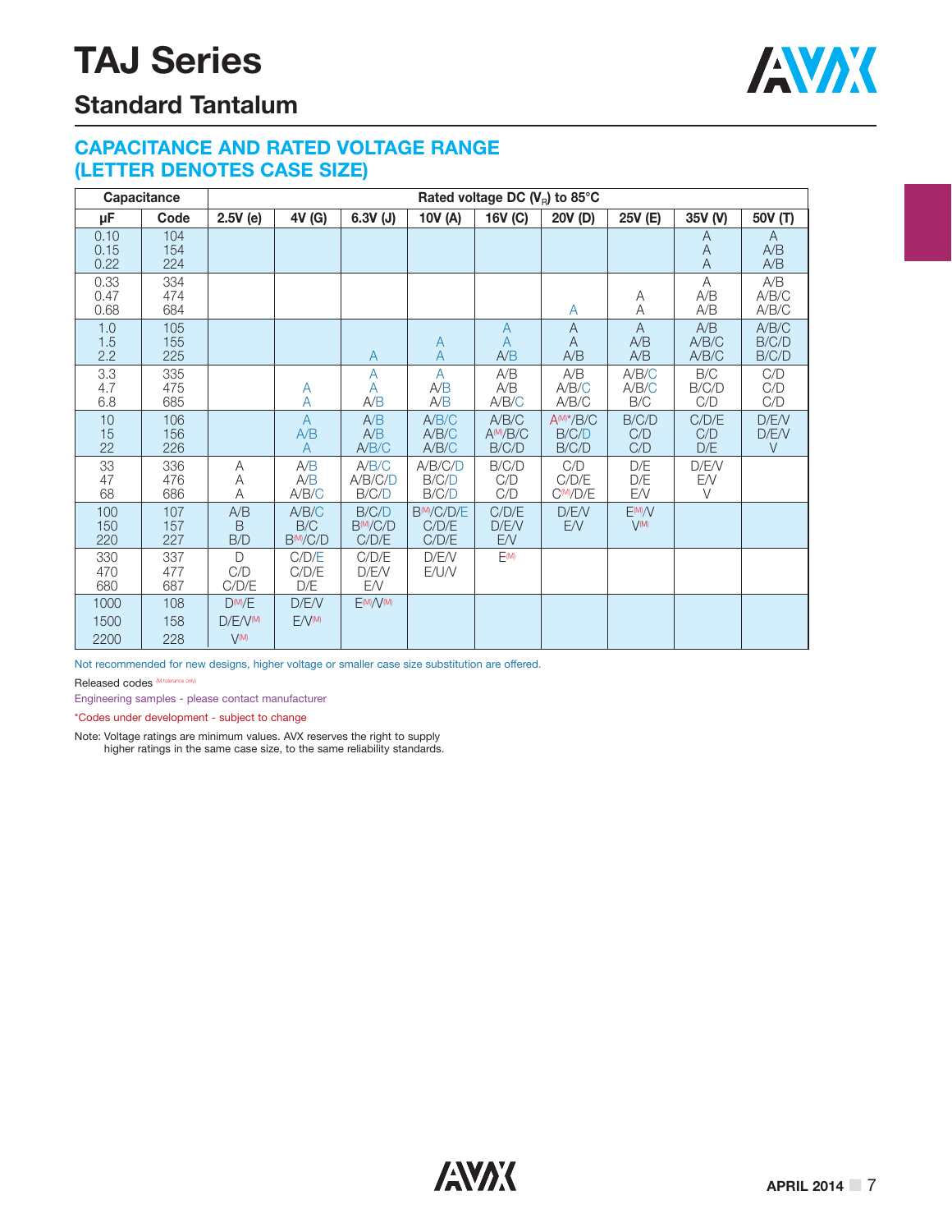# TAJ Series

## Standard Tantalum

### CAPACITANCE AND RATED VOLTAGE RANGE (LETTER DENOTES CASE SIZE)

| Capacitance | | Rated voltage DC ($V_R$) to 85°C | | | | | | | | |
|---|---|---|---|---|---|---|---|---|---|---|
| μF | Code | 2.5V (e) | 4V (G) | 6.3V (J) | 10V (A) | 16V (C) | 20V (D) | 25V (E) | 35V (V) | 50V (T) |
| 0.10 | 104 | | | | | | | | A | A |
| 0.15 | 154 | | | | | | | | A | A/B |
| 0.22 | 224 | | | | | | | | A | A/B |
| 0.33 | 334 | | | | | | | | A | A/B |
| 0.47 | 474 | | | | | | | A | A/B | A/B/C |
| 0.68 | 684 | | | | | | A | A | A/B | A/B/C |
| 1.0 | 105 | | | | | A | A | A | A/B | A/B/C |
| 1.5 | 155 | | | | A | A | A | A/B | A/B/C | B/C/D |
| 2.2 | 225 | | | A | A | A/B | A/B | A/B | A/B/C | B/C/D |
| 3.3 | 335 | | | A | A | A/B | A/B | A/B/C | B/C | C/D |
| 4.7 | 475 | | A | A | A/B | A/B | A/B/C | A/B/C | B/C/D | C/D |
| 6.8 | 685 | | A | A/B | A/B | A/B/C | A/B/C | B/C | C/D | C/D |
| 10 | 106 | | A | A/B | A/B/C | A/B/C | A(M)*/B/C | B/C/D | C/D/E | D/E/V |
| 15 | 156 | | A/B | A/B | A/B/C | A(M)/B/C | B/C/D | C/D | C/D | D/E/V |
| 22 | 226 | | A | A/B/C | A/B/C | B/C/D | B/C/D | C/D | D/E | V |
| 33 | 336 | A | A/B | A/B/C | A/B/C/D | B/C/D | C/D | D/E | D/E/V | |
| 47 | 476 | A | A/B | A/B/C/D | B/C/D | C/D | C/D/E | D/E | E/V | |
| 68 | 686 | A | A/B/C | B/C/D | B/C/D | C/D | C(M)/D/E | E/V | V | |
| 100 | 107 | A/B | A/B/C | B/C/D | B(M)/C/D/E | C/D/E | D/E/V | E(M)/V | | |
| 150 | 157 | B | B/C | B(M)/C/D | C/D/E | D/E/V | E/V | V(M) | | |
| 220 | 227 | B/D | B(M)/C/D | C/D/E | C/D/E | E/V | | | | |
| 330 | 337 | D | C/D/E | C/D/E | D/E/V | E(M) | | | | |
| 470 | 477 | C/D | C/D/E | D/E/V | E/U/V | | | | | |
| 680 | 687 | C/D/E | D/E | E/V | | | | | | |
| 1000 | 108 | D(M)/E | D/E/V | E(M)/V(M) | | | | | | |
| 1500 | 158 | D/E/V(M) | E/V(M) | | | | | | | |
| 2200 | 228 | V(M) | | | | | | | | |

Not recommended for new designs, higher voltage or smaller case size substitution are offered.

Released codes (M tolerance only)

Engineering samples - please contact manufacturer

*Codes under development - subject to change

Note: Voltage ratings are minimum values. AVX reserves the right to supply higher ratings in the same case size, to the same reliability standards.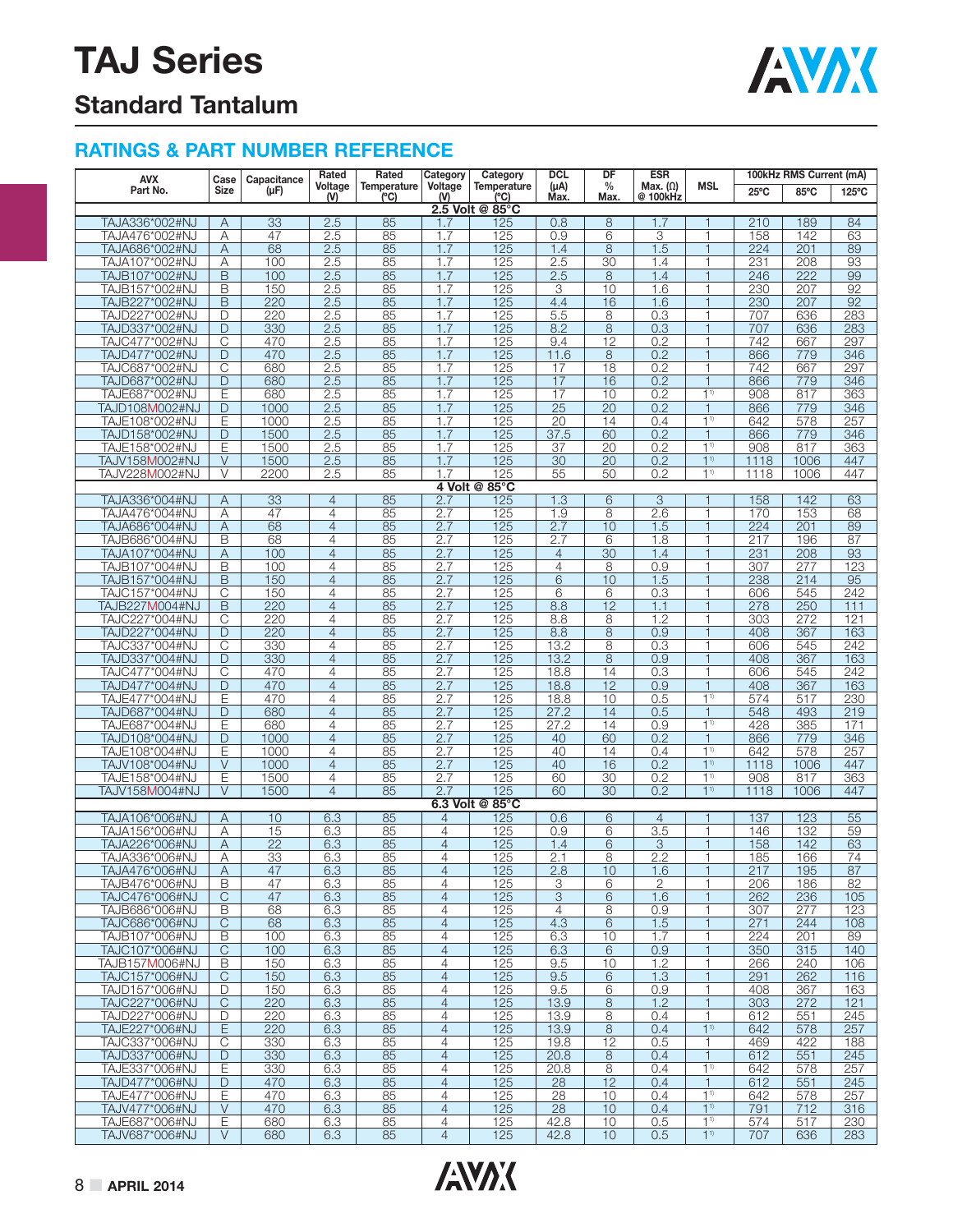# TAJ Series

## Standard Tantalum

### RATINGS & PART NUMBER REFERENCE

| AVX Part No. | Case Size | Capacitance (µF) | Rated Voltage (V) | Rated Temperature (°C) | Category Voltage (V) | Category Temperature (°C) | DCL (µA) Max. | DF % Max. | ESR Max. (Ω) @ 100kHz | MSL | 100kHz RMS Current (mA) 25°C | 85°C | 125°C |
|---|---|---|---|---|---|---|---|---|---|---|---|---|---|
| **2.5 Volt @ 85°C** | | | | | | | | | | | | | |
| TAJA336*002#NJ | A | 33 | 2.5 | 85 | 1.7 | 125 | 0.8 | 8 | 1.7 | 1 | 210 | 189 | 84 |
| TAJA476*002#NJ | A | 47 | 2.5 | 85 | 1.7 | 125 | 0.9 | 6 | 3 | 1 | 158 | 142 | 63 |
| TAJA686*002#NJ | A | 68 | 2.5 | 85 | 1.7 | 125 | 1.4 | 8 | 1.5 | 1 | 224 | 201 | 89 |
| TAJA107*002#NJ | A | 100 | 2.5 | 85 | 1.7 | 125 | 2.5 | 30 | 1.4 | 1 | 231 | 208 | 93 |
| TAJB107*002#NJ | B | 100 | 2.5 | 85 | 1.7 | 125 | 2.5 | 8 | 1.4 | 1 | 246 | 222 | 99 |
| TAJB157*002#NJ | B | 150 | 2.5 | 85 | 1.7 | 125 | 3 | 10 | 1.6 | 1 | 230 | 207 | 92 |
| TAJB227*002#NJ | B | 220 | 2.5 | 85 | 1.7 | 125 | 4.4 | 16 | 1.6 | 1 | 230 | 207 | 92 |
| TAJD227*002#NJ | D | 220 | 2.5 | 85 | 1.7 | 125 | 5.5 | 8 | 0.3 | 1 | 707 | 636 | 283 |
| TAJD337*002#NJ | D | 330 | 2.5 | 85 | 1.7 | 125 | 8.2 | 8 | 0.3 | 1 | 707 | 636 | 283 |
| TAJC477*002#NJ | C | 470 | 2.5 | 85 | 1.7 | 125 | 9.4 | 12 | 0.2 | 1 | 742 | 667 | 297 |
| TAJD477*002#NJ | D | 470 | 2.5 | 85 | 1.7 | 125 | 11.6 | 8 | 0.2 | 1 | 866 | 779 | 346 |
| TAJC687*002#NJ | C | 680 | 2.5 | 85 | 1.7 | 125 | 17 | 18 | 0.2 | 1 | 742 | 667 | 297 |
| TAJD687*002#NJ | D | 680 | 2.5 | 85 | 1.7 | 125 | 17 | 16 | 0.2 | 1 | 866 | 779 | 346 |
| TAJE687*002#NJ | E | 680 | 2.5 | 85 | 1.7 | 125 | 17 | 10 | 0.2 | 1[1] | 908 | 817 | 363 |
| TAJD108M002#NJ | D | 1000 | 2.5 | 85 | 1.7 | 125 | 25 | 20 | 0.2 | 1 | 866 | 779 | 346 |
| TAJE108*002#NJ | E | 1000 | 2.5 | 85 | 1.7 | 125 | 20 | 14 | 0.4 | 1[1] | 642 | 578 | 257 |
| TAJD158*002#NJ | D | 1500 | 2.5 | 85 | 1.7 | 125 | 37.5 | 60 | 0.2 | 1 | 866 | 779 | 346 |
| TAJE158*002#NJ | E | 1500 | 2.5 | 85 | 1.7 | 125 | 37 | 20 | 0.2 | 1[1] | 908 | 817 | 363 |
| TAJV158M002#NJ | V | 1500 | 2.5 | 85 | 1.7 | 125 | 30 | 20 | 0.2 | 1[1] | 1118 | 1006 | 447 |
| TAJV228M002#NJ | V | 2200 | 2.5 | 85 | 1.7 | 125 | 55 | 50 | 0.2 | 1[1] | 1118 | 1006 | 447 |
| **4 Volt @ 85°C** | | | | | | | | | | | | | |
| TAJA336*004#NJ | A | 33 | 4 | 85 | 2.7 | 125 | 1.3 | 6 | 3 | 1 | 158 | 142 | 63 |
| TAJA476*004#NJ | A | 47 | 4 | 85 | 2.7 | 125 | 1.9 | 8 | 2.6 | 1 | 170 | 153 | 68 |
| TAJA686*004#NJ | A | 68 | 4 | 85 | 2.7 | 125 | 2.7 | 10 | 1.5 | 1 | 224 | 201 | 89 |
| TAJB686*004#NJ | B | 68 | 4 | 85 | 2.7 | 125 | 2.7 | 6 | 1.8 | 1 | 217 | 196 | 87 |
| TAJA107*004#NJ | A | 100 | 4 | 85 | 2.7 | 125 | 4 | 30 | 1.4 | 1 | 231 | 208 | 93 |
| TAJB107*004#NJ | B | 100 | 4 | 85 | 2.7 | 125 | 4 | 8 | 0.9 | 1 | 307 | 277 | 123 |
| TAJB157*004#NJ | B | 150 | 4 | 85 | 2.7 | 125 | 6 | 10 | 1.5 | 1 | 238 | 214 | 95 |
| TAJC157*004#NJ | C | 150 | 4 | 85 | 2.7 | 125 | 6 | 6 | 0.3 | 1 | 606 | 545 | 242 |
| TAJB227M004#NJ | B | 220 | 4 | 85 | 2.7 | 125 | 8.8 | 12 | 1.1 | 1 | 278 | 250 | 111 |
| TAJC227*004#NJ | C | 220 | 4 | 85 | 2.7 | 125 | 8.8 | 8 | 1.2 | 1 | 303 | 272 | 121 |
| TAJD227*004#NJ | D | 220 | 4 | 85 | 2.7 | 125 | 8.8 | 8 | 0.9 | 1 | 408 | 367 | 163 |
| TAJC337*004#NJ | C | 330 | 4 | 85 | 2.7 | 125 | 13.2 | 8 | 0.3 | 1 | 606 | 545 | 242 |
| TAJD337*004#NJ | D | 330 | 4 | 85 | 2.7 | 125 | 13.2 | 8 | 0.9 | 1 | 408 | 367 | 163 |
| TAJC477*004#NJ | C | 470 | 4 | 85 | 2.7 | 125 | 18.8 | 14 | 0.3 | 1 | 606 | 545 | 242 |
| TAJD477*004#NJ | D | 470 | 4 | 85 | 2.7 | 125 | 18.8 | 12 | 0.9 | 1 | 408 | 367 | 163 |
| TAJE477*004#NJ | E | 470 | 4 | 85 | 2.7 | 125 | 18.8 | 10 | 0.5 | 1[1] | 574 | 517 | 230 |
| TAJD687*004#NJ | D | 680 | 4 | 85 | 2.7 | 125 | 27.2 | 14 | 0.5 | 1 | 548 | 493 | 219 |
| TAJE687*004#NJ | E | 680 | 4 | 85 | 2.7 | 125 | 27.2 | 14 | 0.9 | 1[1] | 428 | 385 | 171 |
| TAJD108*004#NJ | D | 1000 | 4 | 85 | 2.7 | 125 | 40 | 60 | 0.2 | 1 | 866 | 779 | 346 |
| TAJE108*004#NJ | E | 1000 | 4 | 85 | 2.7 | 125 | 40 | 14 | 0.4 | 1[1] | 642 | 578 | 257 |
| TAJV108*004#NJ | V | 1000 | 4 | 85 | 2.7 | 125 | 40 | 16 | 0.2 | 1[1] | 1118 | 1006 | 447 |
| TAJE158*004#NJ | E | 1500 | 4 | 85 | 2.7 | 125 | 60 | 30 | 0.2 | 1[1] | 908 | 817 | 363 |
| TAJV158M004#NJ | V | 1500 | 4 | 85 | 2.7 | 125 | 60 | 30 | 0.2 | 1[1] | 1118 | 1006 | 447 |
| **6.3 Volt @ 85°C** | | | | | | | | | | | | | |
| TAJA106*006#NJ | A | 10 | 6.3 | 85 | 4 | 125 | 0.6 | 6 | 4 | 1 | 137 | 123 | 55 |
| TAJA156*006#NJ | A | 15 | 6.3 | 85 | 4 | 125 | 0.9 | 6 | 3.5 | 1 | 146 | 132 | 59 |
| TAJA226*006#NJ | A | 22 | 6.3 | 85 | 4 | 125 | 1.4 | 6 | 3 | 1 | 158 | 142 | 63 |
| TAJA336*006#NJ | A | 33 | 6.3 | 85 | 4 | 125 | 2.1 | 8 | 2.2 | 1 | 185 | 166 | 74 |
| TAJA476*006#NJ | A | 47 | 6.3 | 85 | 4 | 125 | 2.8 | 10 | 1.6 | 1 | 217 | 195 | 87 |
| TAJB476*006#NJ | B | 47 | 6.3 | 85 | 4 | 125 | 3 | 6 | 2 | 1 | 206 | 186 | 82 |
| TAJC476*006#NJ | C | 47 | 6.3 | 85 | 4 | 125 | 3 | 6 | 1.6 | 1 | 262 | 236 | 105 |
| TAJB686*006#NJ | B | 68 | 6.3 | 85 | 4 | 125 | 4 | 8 | 0.9 | 1 | 307 | 277 | 123 |
| TAJC686*006#NJ | C | 68 | 6.3 | 85 | 4 | 125 | 4.3 | 6 | 1.5 | 1 | 271 | 244 | 108 |
| TAJB107*006#NJ | B | 100 | 6.3 | 85 | 4 | 125 | 6.3 | 10 | 1.7 | 1 | 224 | 201 | 89 |
| TAJC107*006#NJ | C | 100 | 6.3 | 85 | 4 | 125 | 6.3 | 6 | 0.9 | 1 | 350 | 315 | 140 |
| TAJB157M006#NJ | B | 150 | 6.3 | 85 | 4 | 125 | 9.5 | 10 | 1.2 | 1 | 266 | 240 | 106 |
| TAJC157*006#NJ | C | 150 | 6.3 | 85 | 4 | 125 | 9.5 | 6 | 1.3 | 1 | 291 | 262 | 116 |
| TAJD157*006#NJ | D | 150 | 6.3 | 85 | 4 | 125 | 9.5 | 6 | 0.9 | 1 | 408 | 367 | 163 |
| TAJC227*006#NJ | C | 220 | 6.3 | 85 | 4 | 125 | 13.9 | 8 | 1.2 | 1 | 303 | 272 | 121 |
| TAJD227*006#NJ | D | 220 | 6.3 | 85 | 4 | 125 | 13.9 | 8 | 0.4 | 1 | 612 | 551 | 245 |
| TAJE227*006#NJ | E | 220 | 6.3 | 85 | 4 | 125 | 13.9 | 8 | 0.4 | 1[1] | 642 | 578 | 257 |
| TAJC337*006#NJ | C | 330 | 6.3 | 85 | 4 | 125 | 19.8 | 12 | 0.5 | 1 | 469 | 422 | 188 |
| TAJD337*006#NJ | D | 330 | 6.3 | 85 | 4 | 125 | 20.8 | 8 | 0.4 | 1 | 612 | 551 | 245 |
| TAJE337*006#NJ | E | 330 | 6.3 | 85 | 4 | 125 | 20.8 | 8 | 0.4 | 1[1] | 642 | 578 | 257 |
| TAJD477*006#NJ | D | 470 | 6.3 | 85 | 4 | 125 | 28 | 12 | 0.4 | 1 | 612 | 551 | 245 |
| TAJE477*006#NJ | E | 470 | 6.3 | 85 | 4 | 125 | 28 | 10 | 0.4 | 1[1] | 642 | 578 | 257 |
| TAJV477*006#NJ | V | 470 | 6.3 | 85 | 4 | 125 | 28 | 10 | 0.4 | 1[1] | 791 | 712 | 316 |
| TAJE687*006#NJ | E | 680 | 6.3 | 85 | 4 | 125 | 42.8 | 10 | 0.5 | 1[1] | 574 | 517 | 230 |
| TAJV687*006#NJ | V | 680 | 6.3 | 85 | 4 | 125 | 42.8 | 10 | 0.5 | 1[1] | 707 | 636 | 283 |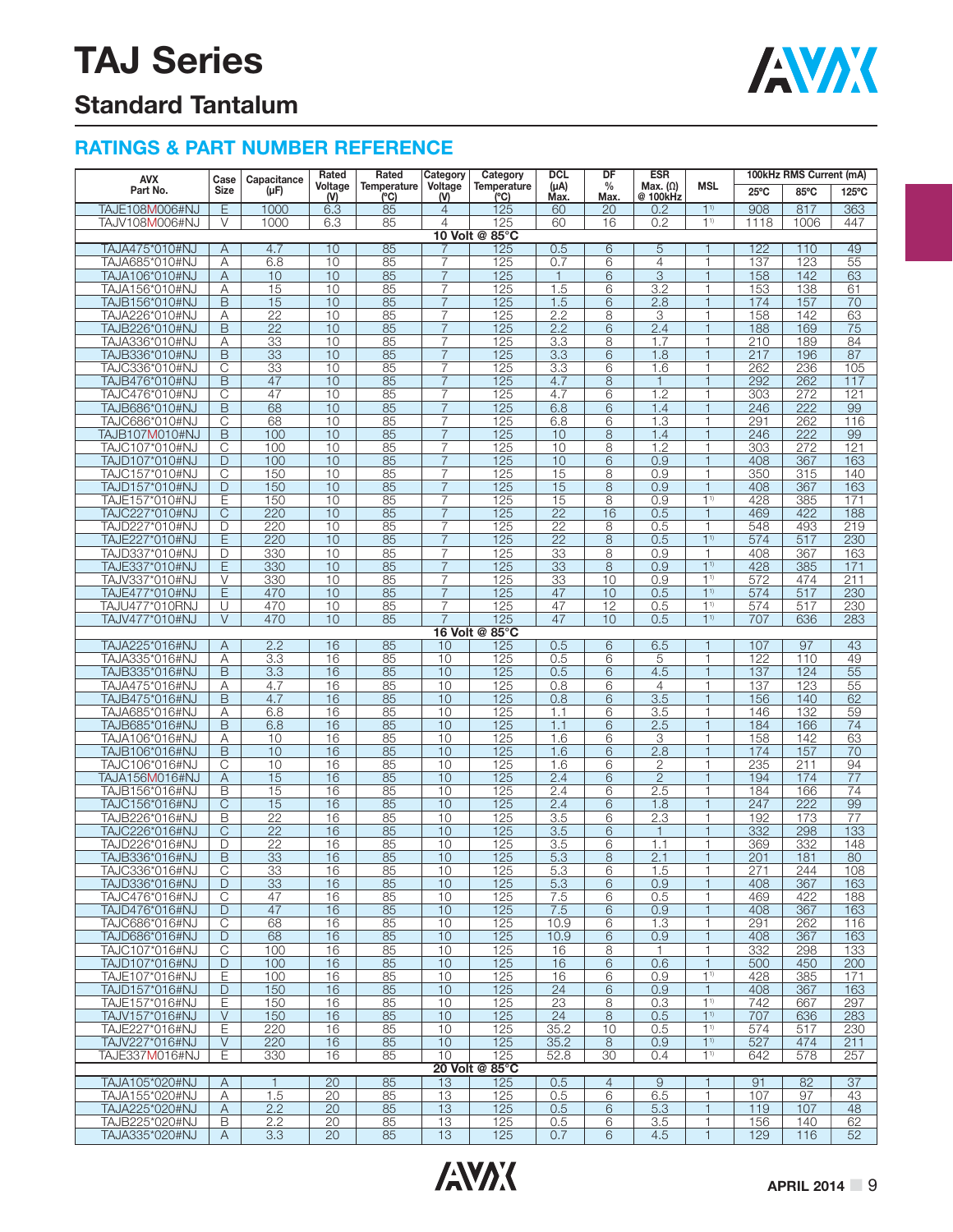# TAJ Series

## Standard Tantalum

### RATINGS & PART NUMBER REFERENCE

| AVX Part No. | Case Size | Capacitance (µF) | Rated Voltage (V) | Rated Temperature (°C) | Category Voltage (V) | Category Temperature (°C) | DCL (µA) Max. | DF % Max. | ESR Max. (Ω) @ 100kHz | MSL | 100kHz RMS Current (mA) | | |
|---|---|---|---|---|---|---|---|---|---|---|---|---|---|
| | | | | | | | | | | | 25°C | 85°C | 125°C |
| TAJE108M006#NJ | E | 1000 | 6.3 | 85 | 4 | 125 | 60 | 20 | 0.2 | 1[1] | 908 | 817 | 363 |
| TAJV108M006#NJ | V | 1000 | 6.3 | 85 | 4 | 125 | 60 | 16 | 0.2 | 1[1] | 1118 | 1006 | 447 |
| **10 Volt @ 85°C** | | | | | | | | | | | | | |
| TAJA475*010#NJ | A | 4.7 | 10 | 85 | 7 | 125 | 0.5 | 6 | 5 | 1 | 122 | 110 | 49 |
| TAJA685*010#NJ | A | 6.8 | 10 | 85 | 7 | 125 | 0.7 | 6 | 4 | 1 | 137 | 123 | 55 |
| TAJA106*010#NJ | A | 10 | 10 | 85 | 7 | 125 | 1 | 6 | 3 | 1 | 158 | 142 | 63 |
| TAJA156*010#NJ | A | 15 | 10 | 85 | 7 | 125 | 1.5 | 6 | 3.2 | 1 | 153 | 138 | 61 |
| TAJB156*010#NJ | B | 15 | 10 | 85 | 7 | 125 | 1.5 | 6 | 2.8 | 1 | 174 | 157 | 70 |
| TAJA226*010#NJ | A | 22 | 10 | 85 | 7 | 125 | 2.2 | 8 | 3 | 1 | 158 | 142 | 63 |
| TAJB226*010#NJ | B | 22 | 10 | 85 | 7 | 125 | 2.2 | 6 | 2.4 | 1 | 188 | 169 | 75 |
| TAJA336*010#NJ | A | 33 | 10 | 85 | 7 | 125 | 3.3 | 8 | 1.7 | 1 | 210 | 189 | 84 |
| TAJB336*010#NJ | B | 33 | 10 | 85 | 7 | 125 | 3.3 | 6 | 1.8 | 1 | 217 | 196 | 87 |
| TAJC336*010#NJ | C | 33 | 10 | 85 | 7 | 125 | 3.3 | 6 | 1.6 | 1 | 262 | 236 | 105 |
| TAJB476*010#NJ | B | 47 | 10 | 85 | 7 | 125 | 4.7 | 8 | 1 | 1 | 292 | 262 | 117 |
| TAJC476*010#NJ | C | 47 | 10 | 85 | 7 | 125 | 4.7 | 6 | 1.2 | 1 | 303 | 272 | 121 |
| TAJB686*010#NJ | B | 68 | 10 | 85 | 7 | 125 | 6.8 | 6 | 1.4 | 1 | 246 | 222 | 99 |
| TAJC686*010#NJ | C | 68 | 10 | 85 | 7 | 125 | 6.8 | 6 | 1.3 | 1 | 291 | 262 | 116 |
| TAJB107M010#NJ | B | 100 | 10 | 85 | 7 | 125 | 10 | 8 | 1.4 | 1 | 246 | 222 | 99 |
| TAJC107*010#NJ | C | 100 | 10 | 85 | 7 | 125 | 10 | 8 | 1.2 | 1 | 303 | 272 | 121 |
| TAJD107*010#NJ | D | 100 | 10 | 85 | 7 | 125 | 10 | 6 | 0.9 | 1 | 408 | 367 | 163 |
| TAJC157*010#NJ | C | 150 | 10 | 85 | 7 | 125 | 15 | 8 | 0.9 | 1 | 350 | 315 | 140 |
| TAJD157*010#NJ | D | 150 | 10 | 85 | 7 | 125 | 15 | 8 | 0.9 | 1 | 408 | 367 | 163 |
| TAJE157*010#NJ | E | 150 | 10 | 85 | 7 | 125 | 15 | 8 | 0.9 | 1[1] | 428 | 385 | 171 |
| TAJC227*010#NJ | C | 220 | 10 | 85 | 7 | 125 | 22 | 16 | 0.5 | 1 | 469 | 422 | 188 |
| TAJD227*010#NJ | D | 220 | 10 | 85 | 7 | 125 | 22 | 8 | 0.5 | 1 | 548 | 493 | 219 |
| TAJE227*010#NJ | E | 220 | 10 | 85 | 7 | 125 | 22 | 8 | 0.5 | 1[1] | 574 | 517 | 230 |
| TAJD337*010#NJ | D | 330 | 10 | 85 | 7 | 125 | 33 | 8 | 0.9 | 1 | 408 | 367 | 163 |
| TAJE337*010#NJ | E | 330 | 10 | 85 | 7 | 125 | 33 | 8 | 0.9 | 1[1] | 428 | 385 | 171 |
| TAJV337*010#NJ | V | 330 | 10 | 85 | 7 | 125 | 33 | 10 | 0.9 | 1[1] | 572 | 474 | 211 |
| TAJE477*010#NJ | E | 470 | 10 | 85 | 7 | 125 | 47 | 10 | 0.5 | 1[1] | 574 | 517 | 230 |
| TAJU477*010RNJ | U | 470 | 10 | 85 | 7 | 125 | 47 | 12 | 0.5 | 1[1] | 574 | 517 | 230 |
| TAJV477*010#NJ | V | 470 | 10 | 85 | 7 | 125 | 47 | 10 | 0.5 | 1[1] | 707 | 636 | 283 |
| **16 Volt @ 85°C** | | | | | | | | | | | | | |
| TAJA225*016#NJ | A | 2.2 | 16 | 85 | 10 | 125 | 0.5 | 6 | 6.5 | 1 | 107 | 97 | 43 |
| TAJA335*016#NJ | A | 3.3 | 16 | 85 | 10 | 125 | 0.5 | 6 | 5 | 1 | 122 | 110 | 49 |
| TAJB335*016#NJ | B | 3.3 | 16 | 85 | 10 | 125 | 0.5 | 6 | 4.5 | 1 | 137 | 124 | 55 |
| TAJA475*016#NJ | A | 4.7 | 16 | 85 | 10 | 125 | 0.8 | 6 | 4 | 1 | 137 | 123 | 55 |
| TAJB475*016#NJ | B | 4.7 | 16 | 85 | 10 | 125 | 0.8 | 6 | 3.5 | 1 | 156 | 140 | 62 |
| TAJA685*016#NJ | A | 6.8 | 16 | 85 | 10 | 125 | 1.1 | 6 | 3.5 | 1 | 146 | 132 | 59 |
| TAJB685*016#NJ | B | 6.8 | 16 | 85 | 10 | 125 | 1.1 | 6 | 2.5 | 1 | 184 | 166 | 74 |
| TAJA106*016#NJ | A | 10 | 16 | 85 | 10 | 125 | 1.6 | 6 | 3 | 1 | 158 | 142 | 63 |
| TAJB106*016#NJ | B | 10 | 16 | 85 | 10 | 125 | 1.6 | 6 | 2.8 | 1 | 174 | 157 | 70 |
| TAJC106*016#NJ | C | 10 | 16 | 85 | 10 | 125 | 1.6 | 6 | 2 | 1 | 235 | 211 | 94 |
| TAJA156M016#NJ | A | 15 | 16 | 85 | 10 | 125 | 2.4 | 6 | 2 | 1 | 194 | 174 | 77 |
| TAJB156*016#NJ | B | 15 | 16 | 85 | 10 | 125 | 2.4 | 6 | 2.5 | 1 | 184 | 166 | 74 |
| TAJC156*016#NJ | C | 15 | 16 | 85 | 10 | 125 | 2.4 | 6 | 1.8 | 1 | 247 | 222 | 99 |
| TAJB226*016#NJ | B | 22 | 16 | 85 | 10 | 125 | 3.5 | 6 | 2.3 | 1 | 192 | 173 | 77 |
| TAJC226*016#NJ | C | 22 | 16 | 85 | 10 | 125 | 3.5 | 6 | 1 | 1 | 332 | 298 | 133 |
| TAJD226*016#NJ | D | 22 | 16 | 85 | 10 | 125 | 3.5 | 6 | 1.1 | 1 | 369 | 332 | 148 |
| TAJB336*016#NJ | B | 33 | 16 | 85 | 10 | 125 | 5.3 | 8 | 2.1 | 1 | 201 | 181 | 80 |
| TAJC336*016#NJ | C | 33 | 16 | 85 | 10 | 125 | 5.3 | 6 | 1.5 | 1 | 271 | 244 | 108 |
| TAJD336*016#NJ | D | 33 | 16 | 85 | 10 | 125 | 5.3 | 6 | 0.9 | 1 | 408 | 367 | 163 |
| TAJC476*016#NJ | C | 47 | 16 | 85 | 10 | 125 | 7.5 | 6 | 0.5 | 1 | 469 | 422 | 188 |
| TAJD476*016#NJ | D | 47 | 16 | 85 | 10 | 125 | 7.5 | 6 | 0.9 | 1 | 408 | 367 | 163 |
| TAJC686*016#NJ | C | 68 | 16 | 85 | 10 | 125 | 10.9 | 6 | 1.3 | 1 | 291 | 262 | 116 |
| TAJD686*016#NJ | D | 68 | 16 | 85 | 10 | 125 | 10.9 | 6 | 0.9 | 1 | 408 | 367 | 163 |
| TAJC107*016#NJ | C | 100 | 16 | 85 | 10 | 125 | 16 | 8 | 1 | 1 | 332 | 298 | 133 |
| TAJD107*016#NJ | D | 100 | 16 | 85 | 10 | 125 | 16 | 6 | 0.6 | 1 | 500 | 450 | 200 |
| TAJE107*016#NJ | E | 100 | 16 | 85 | 10 | 125 | 16 | 6 | 0.9 | 1[1] | 428 | 385 | 171 |
| TAJD157*016#NJ | D | 150 | 16 | 85 | 10 | 125 | 24 | 6 | 0.9 | 1 | 408 | 367 | 163 |
| TAJE157*016#NJ | E | 150 | 16 | 85 | 10 | 125 | 23 | 8 | 0.3 | 1[1] | 742 | 667 | 297 |
| TAJV157*016#NJ | V | 150 | 16 | 85 | 10 | 125 | 24 | 8 | 0.5 | 1[1] | 707 | 636 | 283 |
| TAJE227*016#NJ | E | 220 | 16 | 85 | 10 | 125 | 35.2 | 10 | 0.5 | 1[1] | 574 | 517 | 230 |
| TAJV227*016#NJ | V | 220 | 16 | 85 | 10 | 125 | 35.2 | 8 | 0.9 | 1[1] | 527 | 474 | 211 |
| TAJE337M016#NJ | E | 330 | 16 | 85 | 10 | 125 | 52.8 | 30 | 0.4 | 1[1] | 642 | 578 | 257 |
| **20 Volt @ 85°C** | | | | | | | | | | | | | |
| TAJA105*020#NJ | A | 1 | 20 | 85 | 13 | 125 | 0.5 | 4 | 9 | 1 | 91 | 82 | 37 |
| TAJA155*020#NJ | A | 1.5 | 20 | 85 | 13 | 125 | 0.5 | 6 | 6.5 | 1 | 107 | 97 | 43 |
| TAJA225*020#NJ | A | 2.2 | 20 | 85 | 13 | 125 | 0.5 | 6 | 5.3 | 1 | 119 | 107 | 48 |
| TAJB225*020#NJ | B | 2.2 | 20 | 85 | 13 | 125 | 0.5 | 6 | 3.5 | 1 | 156 | 140 | 62 |
| TAJA335*020#NJ | A | 3.3 | 20 | 85 | 13 | 125 | 0.7 | 6 | 4.5 | 1 | 129 | 116 | 52 |

APRIL 2014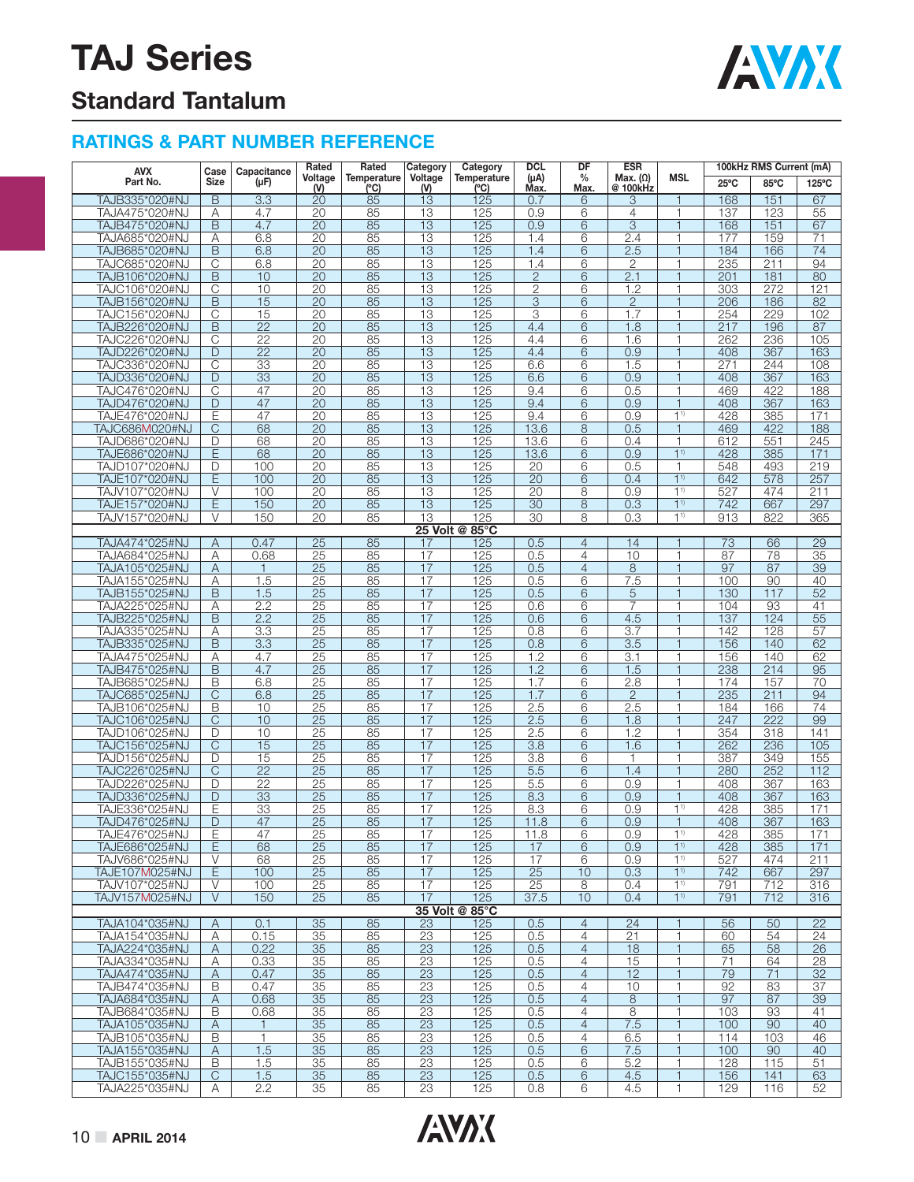# TAJ Series

## Standard Tantalum

### RATINGS & PART NUMBER REFERENCE

| AVX Part No. | Case Size | Capacitance (μF) | Rated Voltage (V) | Rated Temperature (°C) | Category Voltage (V) | Category Temperature (°C) | DCL (μA) Max. | DF % Max. | ESR Max. (Ω) @ 100kHz | MSL | 100kHz RMS Current (mA) | | |
|---|---|---|---|---|---|---|---|---|---|---|---|---|---|
| | | | | | | | | | | | 25°C | 85°C | 125°C |
| TAJB335*020#NJ | B | 3.3 | 20 | 85 | 13 | 125 | 0.7 | 6 | 3 | 1 | 168 | 151 | 67 |
| TAJA475*020#NJ | A | 4.7 | 20 | 85 | 13 | 125 | 0.9 | 6 | 4 | 1 | 137 | 123 | 55 |
| TAJB475*020#NJ | B | 4.7 | 20 | 85 | 13 | 125 | 0.9 | 6 | 3 | 1 | 168 | 151 | 67 |
| TAJA685*020#NJ | A | 6.8 | 20 | 85 | 13 | 125 | 1.4 | 6 | 2.4 | 1 | 177 | 159 | 71 |
| TAJB685*020#NJ | B | 6.8 | 20 | 85 | 13 | 125 | 1.4 | 6 | 2.5 | 1 | 184 | 166 | 74 |
| TAJC685*020#NJ | C | 6.8 | 20 | 85 | 13 | 125 | 1.4 | 6 | 2 | 1 | 235 | 211 | 94 |
| TAJB106*020#NJ | B | 10 | 20 | 85 | 13 | 125 | 2 | 6 | 2.1 | 1 | 201 | 181 | 80 |
| TAJC106*020#NJ | C | 10 | 20 | 85 | 13 | 125 | 2 | 6 | 1.2 | 1 | 303 | 272 | 121 |
| TAJB156*020#NJ | B | 15 | 20 | 85 | 13 | 125 | 3 | 6 | 2 | 1 | 206 | 186 | 82 |
| TAJC156*020#NJ | C | 15 | 20 | 85 | 13 | 125 | 3 | 6 | 1.7 | 1 | 254 | 229 | 102 |
| TAJB226*020#NJ | B | 22 | 20 | 85 | 13 | 125 | 4.4 | 6 | 1.8 | 1 | 217 | 196 | 87 |
| TAJC226*020#NJ | C | 22 | 20 | 85 | 13 | 125 | 4.4 | 6 | 1.6 | 1 | 262 | 236 | 105 |
| TAJD226*020#NJ | D | 22 | 20 | 85 | 13 | 125 | 4.4 | 6 | 0.9 | 1 | 408 | 367 | 163 |
| TAJC336*020#NJ | C | 33 | 20 | 85 | 13 | 125 | 6.6 | 6 | 1.5 | 1 | 271 | 244 | 108 |
| TAJD336*020#NJ | D | 33 | 20 | 85 | 13 | 125 | 6.6 | 6 | 0.9 | 1 | 408 | 367 | 163 |
| TAJC476*020#NJ | C | 47 | 20 | 85 | 13 | 125 | 9.4 | 6 | 0.5 | 1 | 469 | 422 | 188 |
| TAJD476*020#NJ | D | 47 | 20 | 85 | 13 | 125 | 9.4 | 6 | 0.9 | 1 | 408 | 367 | 163 |
| TAJE476*020#NJ | E | 47 | 20 | 85 | 13 | 125 | 9.4 | 6 | 0.9 | 1[1] | 428 | 385 | 171 |
| TAJC686M020#NJ | C | 68 | 20 | 85 | 13 | 125 | 13.6 | 8 | 0.5 | 1 | 469 | 422 | 188 |
| TAJD686*020#NJ | D | 68 | 20 | 85 | 13 | 125 | 13.6 | 6 | 0.4 | 1 | 612 | 551 | 245 |
| TAJE686*020#NJ | E | 68 | 20 | 85 | 13 | 125 | 13.6 | 6 | 0.9 | 1[1] | 428 | 385 | 171 |
| TAJD107*020#NJ | D | 100 | 20 | 85 | 13 | 125 | 20 | 6 | 0.5 | 1 | 548 | 493 | 219 |
| TAJE107*020#NJ | E | 100 | 20 | 85 | 13 | 125 | 20 | 6 | 0.4 | 1[1] | 642 | 578 | 257 |
| TAJV107*020#NJ | V | 100 | 20 | 85 | 13 | 125 | 20 | 8 | 0.9 | 1[1] | 527 | 474 | 211 |
| TAJE157*020#NJ | E | 150 | 20 | 85 | 13 | 125 | 30 | 8 | 0.3 | 1[1] | 742 | 667 | 297 |
| TAJV157*020#NJ | V | 150 | 20 | 85 | 13 | 125 | 30 | 8 | 0.3 | 1[1] | 913 | 822 | 365 |
| **25 Volt @ 85°C** | | | | | | | | | | | | | |
| TAJA474*025#NJ | A | 0.47 | 25 | 85 | 17 | 125 | 0.5 | 4 | 14 | 1 | 73 | 66 | 29 |
| TAJA684*025#NJ | A | 0.68 | 25 | 85 | 17 | 125 | 0.5 | 4 | 10 | 1 | 87 | 78 | 35 |
| TAJA105*025#NJ | A | 1 | 25 | 85 | 17 | 125 | 0.5 | 4 | 8 | 1 | 97 | 87 | 39 |
| TAJA155*025#NJ | A | 1.5 | 25 | 85 | 17 | 125 | 0.5 | 6 | 7.5 | 1 | 100 | 90 | 40 |
| TAJB155*025#NJ | B | 1.5 | 25 | 85 | 17 | 125 | 0.5 | 6 | 5 | 1 | 130 | 117 | 52 |
| TAJA225*025#NJ | A | 2.2 | 25 | 85 | 17 | 125 | 0.6 | 6 | 7 | 1 | 104 | 93 | 41 |
| TAJB225*025#NJ | B | 2.2 | 25 | 85 | 17 | 125 | 0.6 | 6 | 4.5 | 1 | 137 | 124 | 55 |
| TAJA335*025#NJ | A | 3.3 | 25 | 85 | 17 | 125 | 0.8 | 6 | 3.7 | 1 | 142 | 128 | 57 |
| TAJB335*025#NJ | B | 3.3 | 25 | 85 | 17 | 125 | 0.8 | 6 | 3.5 | 1 | 156 | 140 | 62 |
| TAJA475*025#NJ | A | 4.7 | 25 | 85 | 17 | 125 | 1.2 | 6 | 3.1 | 1 | 156 | 140 | 62 |
| TAJB475*025#NJ | B | 4.7 | 25 | 85 | 17 | 125 | 1.2 | 6 | 1.5 | 1 | 238 | 214 | 95 |
| TAJB685*025#NJ | B | 6.8 | 25 | 85 | 17 | 125 | 1.7 | 6 | 2.8 | 1 | 174 | 157 | 70 |
| TAJC685*025#NJ | C | 6.8 | 25 | 85 | 17 | 125 | 1.7 | 6 | 2 | 1 | 235 | 211 | 94 |
| TAJB106*025#NJ | B | 10 | 25 | 85 | 17 | 125 | 2.5 | 6 | 2.5 | 1 | 184 | 166 | 74 |
| TAJC106*025#NJ | C | 10 | 25 | 85 | 17 | 125 | 2.5 | 6 | 1.8 | 1 | 247 | 222 | 99 |
| TAJD106*025#NJ | D | 10 | 25 | 85 | 17 | 125 | 2.5 | 6 | 1.2 | 1 | 354 | 318 | 141 |
| TAJC156*025#NJ | C | 15 | 25 | 85 | 17 | 125 | 3.8 | 6 | 1.6 | 1 | 262 | 236 | 105 |
| TAJD156*025#NJ | D | 15 | 25 | 85 | 17 | 125 | 3.8 | 6 | 1 | 1 | 387 | 349 | 155 |
| TAJC226*025#NJ | C | 22 | 25 | 85 | 17 | 125 | 5.5 | 6 | 1.4 | 1 | 280 | 252 | 112 |
| TAJD226*025#NJ | D | 22 | 25 | 85 | 17 | 125 | 5.5 | 6 | 0.9 | 1 | 408 | 367 | 163 |
| TAJD336*025#NJ | D | 33 | 25 | 85 | 17 | 125 | 8.3 | 6 | 0.9 | 1 | 408 | 367 | 163 |
| TAJE336*025#NJ | E | 33 | 25 | 85 | 17 | 125 | 8.3 | 6 | 0.9 | 1[1] | 428 | 385 | 171 |
| TAJD476*025#NJ | D | 47 | 25 | 85 | 17 | 125 | 11.8 | 6 | 0.9 | 1 | 408 | 367 | 163 |
| TAJE476*025#NJ | E | 47 | 25 | 85 | 17 | 125 | 11.8 | 6 | 0.9 | 1[1] | 428 | 385 | 171 |
| TAJE686*025#NJ | E | 68 | 25 | 85 | 17 | 125 | 17 | 6 | 0.9 | 1[1] | 428 | 385 | 171 |
| TAJV686*025#NJ | V | 68 | 25 | 85 | 17 | 125 | 17 | 6 | 0.9 | 1[1] | 527 | 474 | 211 |
| TAJE107M025#NJ | E | 100 | 25 | 85 | 17 | 125 | 25 | 10 | 0.3 | 1[1] | 742 | 667 | 297 |
| TAJV107*025#NJ | V | 100 | 25 | 85 | 17 | 125 | 25 | 8 | 0.4 | 1[1] | 791 | 712 | 316 |
| TAJV157M025#NJ | V | 150 | 25 | 85 | 17 | 125 | 37.5 | 10 | 0.4 | 1[1] | 791 | 712 | 316 |
| **35 Volt @ 85°C** | | | | | | | | | | | | | |
| TAJA104*035#NJ | A | 0.1 | 35 | 85 | 23 | 125 | 0.5 | 4 | 24 | 1 | 56 | 50 | 22 |
| TAJA154*035#NJ | A | 0.15 | 35 | 85 | 23 | 125 | 0.5 | 4 | 21 | 1 | 60 | 54 | 24 |
| TAJA224*035#NJ | A | 0.22 | 35 | 85 | 23 | 125 | 0.5 | 4 | 18 | 1 | 65 | 58 | 26 |
| TAJA334*035#NJ | A | 0.33 | 35 | 85 | 23 | 125 | 0.5 | 4 | 15 | 1 | 71 | 64 | 28 |
| TAJA474*035#NJ | A | 0.47 | 35 | 85 | 23 | 125 | 0.5 | 4 | 12 | 1 | 79 | 71 | 32 |
| TAJB474*035#NJ | B | 0.47 | 35 | 85 | 23 | 125 | 0.5 | 4 | 10 | 1 | 92 | 83 | 37 |
| TAJA684*035#NJ | A | 0.68 | 35 | 85 | 23 | 125 | 0.5 | 4 | 8 | 1 | 97 | 87 | 39 |
| TAJB684*035#NJ | B | 0.68 | 35 | 85 | 23 | 125 | 0.5 | 4 | 8 | 1 | 103 | 93 | 41 |
| TAJA105*035#NJ | A | 1 | 35 | 85 | 23 | 125 | 0.5 | 4 | 7.5 | 1 | 100 | 90 | 40 |
| TAJB105*035#NJ | B | 1 | 35 | 85 | 23 | 125 | 0.5 | 4 | 6.5 | 1 | 114 | 103 | 46 |
| TAJA155*035#NJ | A | 1.5 | 35 | 85 | 23 | 125 | 0.5 | 6 | 7.5 | 1 | 100 | 90 | 40 |
| TAJB155*035#NJ | B | 1.5 | 35 | 85 | 23 | 125 | 0.5 | 6 | 5.2 | 1 | 128 | 115 | 51 |
| TAJC155*035#NJ | C | 1.5 | 35 | 85 | 23 | 125 | 0.5 | 6 | 4.5 | 1 | 156 | 141 | 63 |
| TAJA225*035#NJ | A | 2.2 | 35 | 85 | 23 | 125 | 0.8 | 6 | 4.5 | 1 | 129 | 116 | 52 |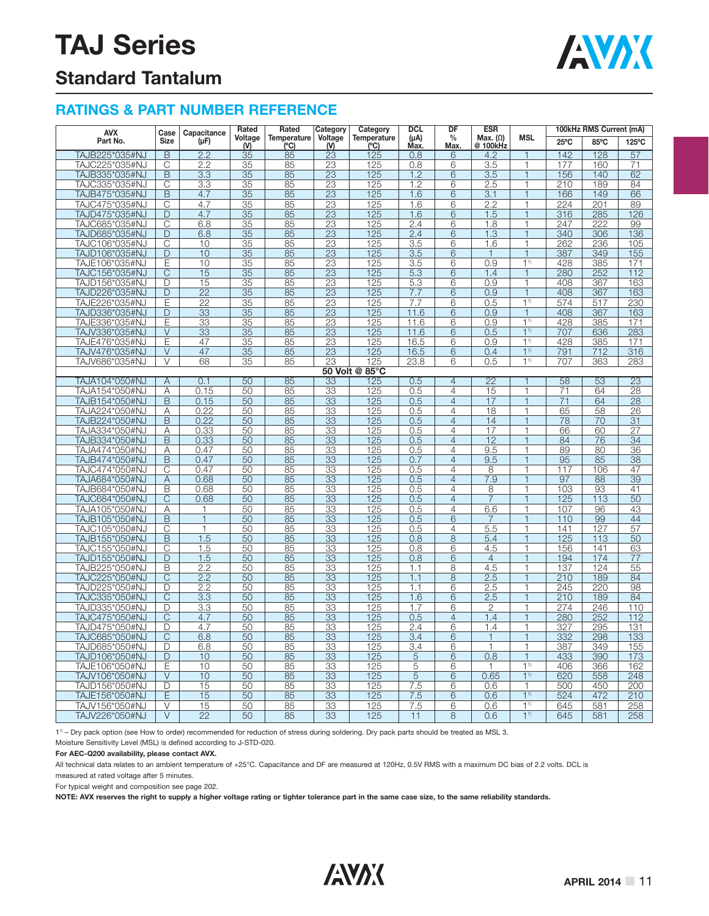# TAJ Series

## Standard Tantalum

### RATINGS & PART NUMBER REFERENCE

| AVX Part No. | Case Size | Capacitance (μF) | Rated Voltage (V) | Rated Temperature (°C) | Category Voltage (V) | Category Temperature (°C) | DCL (μA) Max. | DF % Max. | ESR Max. (Ω) @ 100kHz | MSL | 100kHz RMS Current (mA) | | |
|---|---|---|---|---|---|---|---|---|---|---|---|---|---|
| | | | | | | | | | | | 25°C | 85°C | 125°C |
| TAJB225*035#NJ | B | 2.2 | 35 | 85 | 23 | 125 | 0.8 | 6 | 4.2 | 1 | 142 | 128 | 57 |
| TAJC225*035#NJ | C | 2.2 | 35 | 85 | 23 | 125 | 0.8 | 6 | 3.5 | 1 | 177 | 160 | 71 |
| TAJB335*035#NJ | B | 3.3 | 35 | 85 | 23 | 125 | 1.2 | 6 | 3.5 | 1 | 156 | 140 | 62 |
| TAJC335*035#NJ | C | 3.3 | 35 | 85 | 23 | 125 | 1.2 | 6 | 2.5 | 1 | 210 | 189 | 84 |
| TAJB475*035#NJ | B | 4.7 | 35 | 85 | 23 | 125 | 1.6 | 6 | 3.1 | 1 | 166 | 149 | 66 |
| TAJC475*035#NJ | C | 4.7 | 35 | 85 | 23 | 125 | 1.6 | 6 | 2.2 | 1 | 224 | 201 | 89 |
| TAJD475*035#NJ | D | 4.7 | 35 | 85 | 23 | 125 | 1.6 | 6 | 1.5 | 1 | 316 | 285 | 126 |
| TAJC685*035#NJ | C | 6.8 | 35 | 85 | 23 | 125 | 2.4 | 6 | 1.8 | 1 | 247 | 222 | 99 |
| TAJD685*035#NJ | D | 6.8 | 35 | 85 | 23 | 125 | 2.4 | 6 | 1.3 | 1 | 340 | 306 | 136 |
| TAJC106*035#NJ | C | 10 | 35 | 85 | 23 | 125 | 3.5 | 6 | 1.6 | 1 | 262 | 236 | 105 |
| TAJD106*035#NJ | D | 10 | 35 | 85 | 23 | 125 | 3.5 | 6 | 1 | 1 | 387 | 349 | 155 |
| TAJE106*035#NJ | E | 10 | 35 | 85 | 23 | 125 | 3.5 | 6 | 0.9 | 1[1)] | 428 | 385 | 171 |
| TAJC156*035#NJ | C | 15 | 35 | 85 | 23 | 125 | 5.3 | 6 | 1.4 | 1 | 280 | 252 | 112 |
| TAJD156*035#NJ | D | 15 | 35 | 85 | 23 | 125 | 5.3 | 6 | 0.9 | 1 | 408 | 367 | 163 |
| TAJD226*035#NJ | D | 22 | 35 | 85 | 23 | 125 | 7.7 | 6 | 0.9 | 1 | 408 | 367 | 163 |
| TAJE226*035#NJ | E | 22 | 35 | 85 | 23 | 125 | 7.7 | 6 | 0.5 | 1[1)] | 574 | 517 | 230 |
| TAJD336*035#NJ | D | 33 | 35 | 85 | 23 | 125 | 11.6 | 6 | 0.9 | 1 | 408 | 367 | 163 |
| TAJE336*035#NJ | E | 33 | 35 | 85 | 23 | 125 | 11.6 | 6 | 0.9 | 1[1)] | 428 | 385 | 171 |
| TAJV336*035#NJ | V | 33 | 35 | 85 | 23 | 125 | 11.6 | 6 | 0.5 | 1[1)] | 707 | 636 | 283 |
| TAJE476*035#NJ | E | 47 | 35 | 85 | 23 | 125 | 16.5 | 6 | 0.9 | 1[1)] | 428 | 385 | 171 |
| TAJV476*035#NJ | V | 47 | 35 | 85 | 23 | 125 | 16.5 | 6 | 0.4 | 1[1)] | 791 | 712 | 316 |
| TAJV686*035#NJ | V | 68 | 35 | 85 | 23 | 125 | 23.8 | 6 | 0.5 | 1[1)] | 707 | 363 | 283 |
| **50 Volt @ 85°C** | | | | | | | | | | | | | |
| TAJA104*050#NJ | A | 0.1 | 50 | 85 | 33 | 125 | 0.5 | 4 | 22 | 1 | 58 | 53 | 23 |
| TAJA154*050#NJ | A | 0.15 | 50 | 85 | 33 | 125 | 0.5 | 4 | 15 | 1 | 71 | 64 | 28 |
| TAJB154*050#NJ | B | 0.15 | 50 | 85 | 33 | 125 | 0.5 | 4 | 17 | 1 | 71 | 64 | 28 |
| TAJA224*050#NJ | A | 0.22 | 50 | 85 | 33 | 125 | 0.5 | 4 | 18 | 1 | 65 | 58 | 26 |
| TAJB224*050#NJ | B | 0.22 | 50 | 85 | 33 | 125 | 0.5 | 4 | 14 | 1 | 78 | 70 | 31 |
| TAJA334*050#NJ | A | 0.33 | 50 | 85 | 33 | 125 | 0.5 | 4 | 17 | 1 | 66 | 60 | 27 |
| TAJB334*050#NJ | B | 0.33 | 50 | 85 | 33 | 125 | 0.5 | 4 | 12 | 1 | 84 | 76 | 34 |
| TAJA474*050#NJ | A | 0.47 | 50 | 85 | 33 | 125 | 0.5 | 4 | 9.5 | 1 | 89 | 80 | 36 |
| TAJB474*050#NJ | B | 0.47 | 50 | 85 | 33 | 125 | 0.7 | 4 | 9.5 | 1 | 95 | 85 | 38 |
| TAJC474*050#NJ | C | 0.47 | 50 | 85 | 33 | 125 | 0.5 | 4 | 8 | 1 | 117 | 106 | 47 |
| TAJA684*050#NJ | A | 0.68 | 50 | 85 | 33 | 125 | 0.5 | 4 | 7.9 | 1 | 97 | 88 | 39 |
| TAJB684*050#NJ | B | 0.68 | 50 | 85 | 33 | 125 | 0.5 | 4 | 8 | 1 | 103 | 93 | 41 |
| TAJC684*050#NJ | C | 0.68 | 50 | 85 | 33 | 125 | 0.5 | 4 | 7 | 1 | 125 | 113 | 50 |
| TAJA105*050#NJ | A | 1 | 50 | 85 | 33 | 125 | 0.5 | 4 | 6.6 | 1 | 107 | 96 | 43 |
| TAJB105*050#NJ | B | 1 | 50 | 85 | 33 | 125 | 0.5 | 6 | 7 | 1 | 110 | 99 | 44 |
| TAJC105*050#NJ | C | 1 | 50 | 85 | 33 | 125 | 0.5 | 4 | 5.5 | 1 | 141 | 127 | 57 |
| TAJB155*050#NJ | B | 1.5 | 50 | 85 | 33 | 125 | 0.8 | 8 | 5.4 | 1 | 125 | 113 | 50 |
| TAJC155*050#NJ | C | 1.5 | 50 | 85 | 33 | 125 | 0.8 | 6 | 4.5 | 1 | 156 | 141 | 63 |
| TAJD155*050#NJ | D | 1.5 | 50 | 85 | 33 | 125 | 0.8 | 6 | 4 | 1 | 194 | 174 | 77 |
| TAJB225*050#NJ | B | 2.2 | 50 | 85 | 33 | 125 | 1.1 | 8 | 4.5 | 1 | 137 | 124 | 55 |
| TAJC225*050#NJ | C | 2.2 | 50 | 85 | 33 | 125 | 1.1 | 8 | 2.5 | 1 | 210 | 189 | 84 |
| TAJD225*050#NJ | D | 2.2 | 50 | 85 | 33 | 125 | 1.1 | 6 | 2.5 | 1 | 245 | 220 | 98 |
| TAJC335*050#NJ | C | 3.3 | 50 | 85 | 33 | 125 | 1.6 | 6 | 2.5 | 1 | 210 | 189 | 84 |
| TAJD335*050#NJ | D | 3.3 | 50 | 85 | 33 | 125 | 1.7 | 6 | 2 | 1 | 274 | 246 | 110 |
| TAJC475*050#NJ | C | 4.7 | 50 | 85 | 33 | 125 | 0.5 | 4 | 1.4 | 1 | 280 | 252 | 112 |
| TAJD475*050#NJ | D | 4.7 | 50 | 85 | 33 | 125 | 2.4 | 6 | 1.4 | 1 | 327 | 295 | 131 |
| TAJC685*050#NJ | C | 6.8 | 50 | 85 | 33 | 125 | 3.4 | 6 | 1 | 1 | 332 | 298 | 133 |
| TAJD685*050#NJ | D | 6.8 | 50 | 85 | 33 | 125 | 3.4 | 6 | 1 | 1 | 387 | 349 | 155 |
| TAJD106*050#NJ | D | 10 | 50 | 85 | 33 | 125 | 5 | 6 | 0.8 | 1 | 433 | 390 | 173 |
| TAJE106*050#NJ | E | 10 | 50 | 85 | 33 | 125 | 5 | 6 | 1 | 1[1)] | 406 | 366 | 162 |
| TAJV106*050#NJ | V | 10 | 50 | 85 | 33 | 125 | 5 | 6 | 0.65 | 1[1)] | 620 | 558 | 248 |
| TAJD156*050#NJ | D | 15 | 50 | 85 | 33 | 125 | 7.5 | 6 | 0.6 | 1 | 500 | 450 | 200 |
| TAJE156*050#NJ | E | 15 | 50 | 85 | 33 | 125 | 7.5 | 6 | 0.6 | 1[1)] | 524 | 472 | 210 |
| TAJV156*050#NJ | V | 15 | 50 | 85 | 33 | 125 | 7.5 | 6 | 0.6 | 1[1)] | 645 | 581 | 258 |
| TAJV226*050#NJ | V | 22 | 50 | 85 | 33 | 125 | 11 | 8 | 0.6 | 1[1)] | 645 | 581 | 258 |

1[1)] – Dry pack option (see How to order) recommended for reduction of stress during soldering. Dry pack parts should be treated as MSL 3.

Moisture Sensitivity Level (MSL) is defined according to J-STD-020.

**For AEC-Q200 availability, please contact AVX.**

All technical data relates to an ambient temperature of +25°C. Capacitance and DF are measured at 120Hz, 0.5V RMS with a maximum DC bias of 2.2 volts. DCL is measured at rated voltage after 5 minutes.

For typical weight and composition see page 202.

**NOTE: AVX reserves the right to supply a higher voltage rating or tighter tolerance part in the same case size, to the same reliability standards.**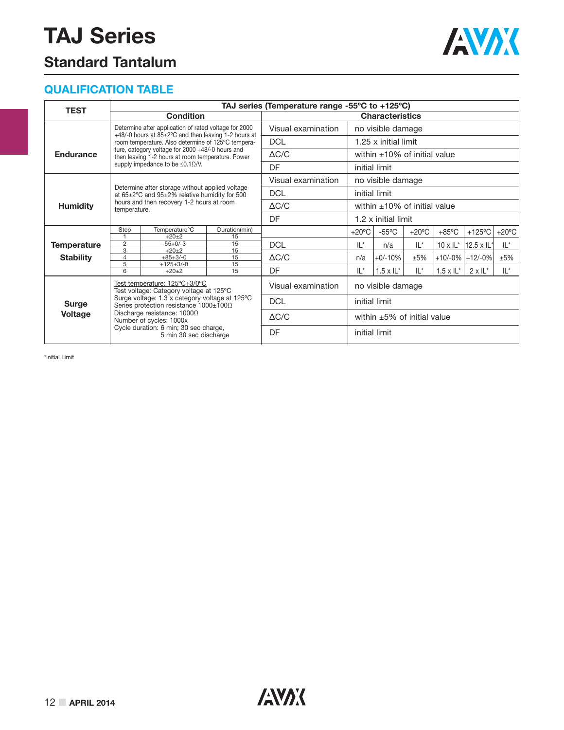# TAJ Series

## Standard Tantalum

### QUALIFICATION TABLE

| TEST | TAJ series (Temperature range -55ºC to +125ºC) | | | | | | | |
|---|---|---|---|---|---|---|---|---|
| | Condition | Characteristics | | | | | | |
| Endurance | Determine after application of rated voltage for 2000 +48/-0 hours at 85±2ºC and then leaving 1-2 hours at room temperature. Also determine of 125ºC temperature, category voltage for 2000 +48/-0 hours and then leaving 1-2 hours at room temperature. Power supply impedance to be ≤0.1Ω/V. | Visual examination | no visible damage | | | | | |
| | | DCL | 1.25 x initial limit | | | | | |
| | | ΔC/C | within ±10% of initial value | | | | | |
| | | DF | initial limit | | | | | |
| Humidity | Determine after storage without applied voltage at 65±2ºC and 95±2% relative humidity for 500 hours and then recovery 1-2 hours at room temperature. | Visual examination | no visible damage | | | | | |
| | | DCL | initial limit | | | | | |
| | | ΔC/C | within ±10% of initial value | | | | | |
| | | DF | 1.2 x initial limit | | | | | |
| Temperature Stability | Step 1: +20±2 ºC, 15 min; Step 2: -55+0/-3 ºC, 15 min; Step 3: +20±2 ºC, 15 min; Step 4: +85+3/-0 ºC, 15 min; Step 5: +125+3/-0 ºC, 15 min; Step 6: +20±2 ºC, 15 min | | +20ºC | -55ºC | +20ºC | +85ºC | +125ºC | +20ºC |
| | | DCL | IL* | n/a | IL* | 10 x IL* | 12.5 x IL* | IL* |
| | | ΔC/C | n/a | +0/-10% | ±5% | +10/-0% | +12/-0% | ±5% |
| | | DF | IL* | 1.5 x IL* | IL* | 1.5 x IL* | 2 x IL* | IL* |
| Surge Voltage | Test temperature: 125ºC+3/0ºC<br>Test voltage: Category voltage at 125ºC<br>Surge voltage: 1.3 x category voltage at 125ºC<br>Series protection resistance 1000±100Ω<br>Discharge resistance: 1000Ω<br>Number of cycles: 1000x<br>Cycle duration: 6 min; 30 sec charge, 5 min 30 sec discharge | Visual examination | no visible damage | | | | | |
| | | DCL | initial limit | | | | | |
| | | ΔC/C | within ±5% of initial value | | | | | |
| | | DF | initial limit | | | | | |

Temperature Stability test steps:

| Step | Temperature°C | Duration(min) |
|---|---|---|
| 1 | +20±2 | 15 |
| 2 | -55+0/-3 | 15 |
| 3 | +20±2 | 15 |
| 4 | +85+3/-0 | 15 |
| 5 | +125+3/-0 | 15 |
| 6 | +20±2 | 15 |

*Initial Limit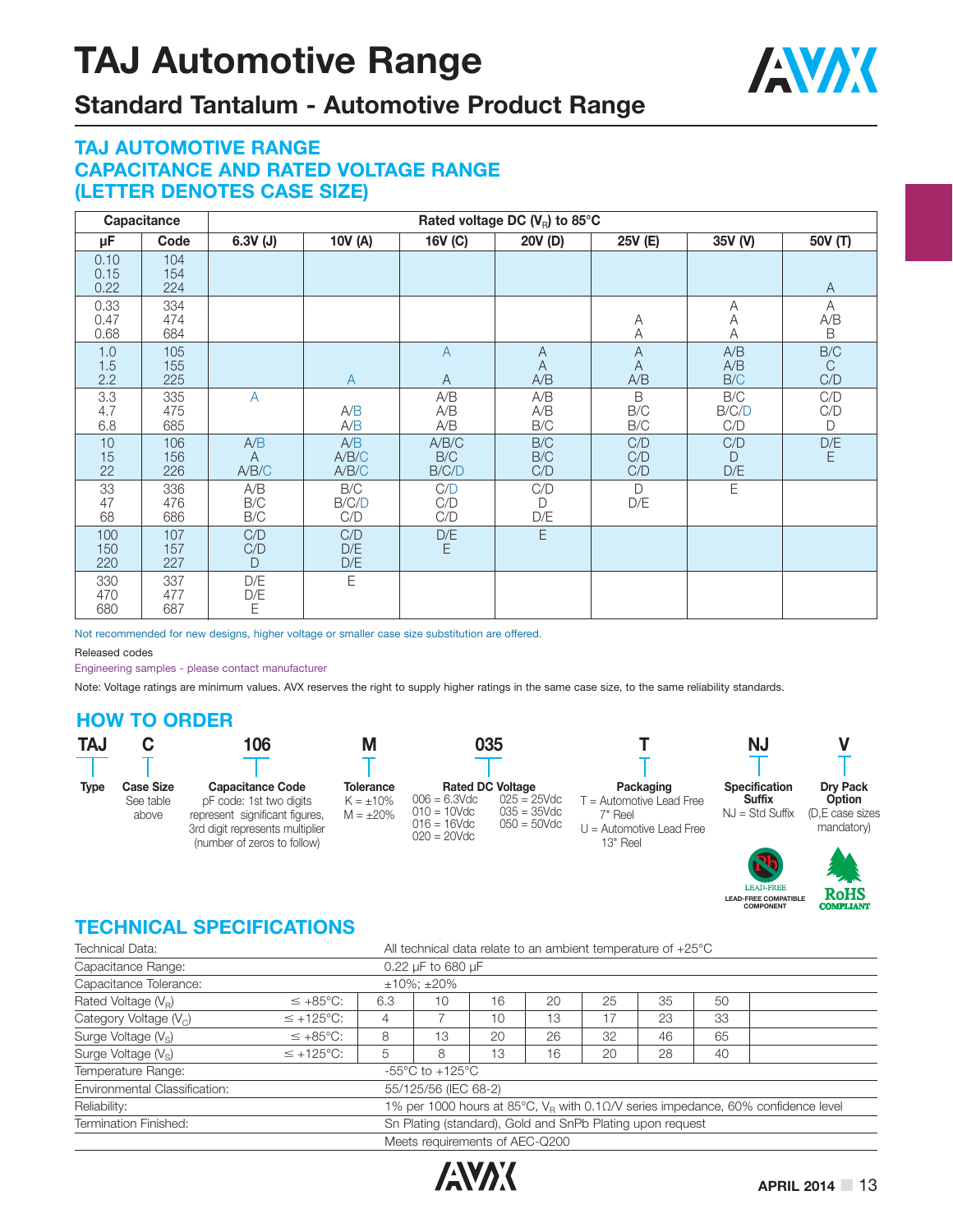# TAJ Automotive Range

## Standard Tantalum - Automotive Product Range

### TAJ AUTOMOTIVE RANGE
### CAPACITANCE AND RATED VOLTAGE RANGE
### (LETTER DENOTES CASE SIZE)

| Capacitance | | Rated voltage DC ($V_R$) to 85°C | | | | | | |
|---|---|---|---|---|---|---|---|---|
| μF | Code | 6.3V (J) | 10V (A) | 16V (C) | 20V (D) | 25V (E) | 35V (V) | 50V (T) |
| 0.10 | 104 | | | | | | | |
| 0.15 | 154 | | | | | | | |
| 0.22 | 224 | | | | | | | A |
| 0.33 | 334 | | | | | | A | A |
| 0.47 | 474 | | | | | A | A | A/B |
| 0.68 | 684 | | | | | A | A | B |
| 1.0 | 105 | | | A | A | A | A/B | B/C |
| 1.5 | 155 | | | | A | A | A/B | C |
| 2.2 | 225 | | A | A | A/B | A/B | B/C | C/D |
| 3.3 | 335 | A | | A/B | A/B | B | B/C | C/D |
| 4.7 | 475 | | A/B | A/B | A/B | B/C | B/C/D | C/D |
| 6.8 | 685 | | A/B | A/B | B/C | B/C | C/D | D |
| 10 | 106 | A/B | A/B | A/B/C | B/C | C/D | C/D | D/E |
| 15 | 156 | A | A/B/C | B/C | B/C | C/D | D | E |
| 22 | 226 | A/B/C | A/B/C | B/C/D | C/D | C/D | D/E | |
| 33 | 336 | A/B | B/C | C/D | C/D | D | E | |
| 47 | 476 | B/C | B/C/D | C/D | D | D/E | | |
| 68 | 686 | B/C | C/D | C/D | D/E | | | |
| 100 | 107 | C/D | C/D | D/E | E | | | |
| 150 | 157 | C/D | D/E | E | | | | |
| 220 | 227 | D | D/E | | | | | |
| 330 | 337 | D/E | E | | | | | |
| 470 | 477 | D/E | | | | | | |
| 680 | 687 | E | | | | | | |

Not recommended for new designs, higher voltage or smaller case size substitution are offered.

Released codes

Engineering samples - please contact manufacturer

Note: Voltage ratings are minimum values. AVX reserves the right to supply higher ratings in the same case size, to the same reliability standards.

## HOW TO ORDER

| TAJ | C | 106 | M | 035 | T | NJ | V |
|---|---|---|---|---|---|---|---|
| **Type** | **Case Size** See table above | **Capacitance Code** pF code: 1st two digits represent significant figures, 3rd digit represents multiplier (number of zeros to follow) | **Tolerance** K = ±10% M = ±20% | **Rated DC Voltage** 006 = 6.3Vdc 010 = 10Vdc 016 = 16Vdc 020 = 20Vdc 025 = 25Vdc 035 = 35Vdc 050 = 50Vdc | **Packaging** T = Automotive Lead Free 7" Reel U = Automotive Lead Free 13" Reel | **Specification Suffix** NJ = Std Suffix | **Dry Pack Option** (D,E case sizes mandatory) |

LEAD-FREE COMPATIBLE COMPONENT

RoHS COMPLIANT

## TECHNICAL SPECIFICATIONS

| Technical Data: | | All technical data relate to an ambient temperature of +25°C | | | | | | |
|---|---|---|---|---|---|---|---|---|
| Capacitance Range: | | 0.22 μF to 680 μF | | | | | | |
| Capacitance Tolerance: | | ±10%; ±20% | | | | | | |
| Rated Voltage ($V_R$) | ≤ +85°C: | 6.3 | 10 | 16 | 20 | 25 | 35 | 50 |
| Category Voltage ($V_C$) | ≤ +125°C: | 4 | 7 | 10 | 13 | 17 | 23 | 33 |
| Surge Voltage ($V_S$) | ≤ +85°C: | 8 | 13 | 20 | 26 | 32 | 46 | 65 |
| Surge Voltage ($V_S$) | ≤ +125°C: | 5 | 8 | 13 | 16 | 20 | 28 | 40 |
| Temperature Range: | | -55°C to +125°C | | | | | | |
| Environmental Classification: | | 55/125/56 (IEC 68-2) | | | | | | |
| Reliability: | | 1% per 1000 hours at 85°C, $V_R$ with 0.1Ω/V series impedance, 60% confidence level | | | | | | |
| Termination Finished: | | Sn Plating (standard), Gold and SnPb Plating upon request | | | | | | |
| | | Meets requirements of AEC-Q200 | | | | | | |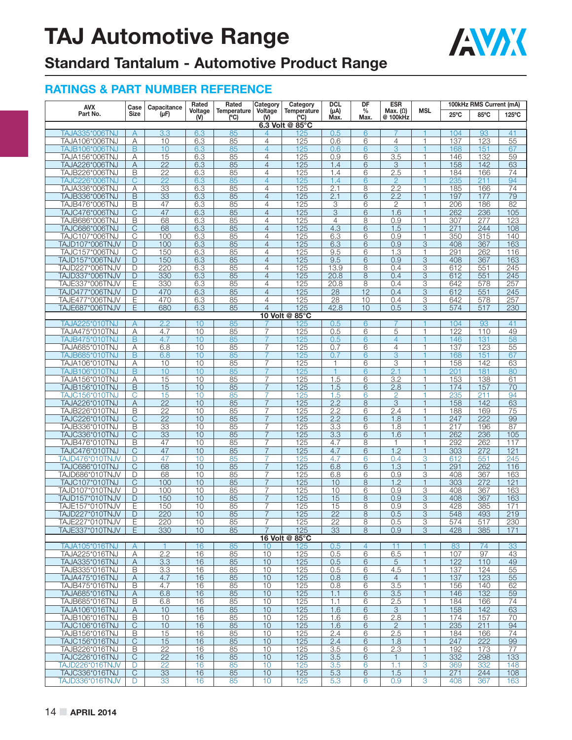# TAJ Automotive Range

## Standard Tantalum - Automotive Product Range

### RATINGS & PART NUMBER REFERENCE

| AVX Part No. | Case Size | Capacitance (μF) | Rated Voltage (V) | Rated Temperature (ºC) | Category Voltage (V) | Category Temperature (ºC) | DCL (μA) Max. | DF % Max. | ESR Max. (Ω) @ 100kHz | MSL | 100kHz RMS Current (mA) 25ºC | 85ºC | 125ºC |
|---|---|---|---|---|---|---|---|---|---|---|---|---|---|
| **6.3 Volt @ 85°C** | | | | | | | | | | | | | |
| TAJA335*006TNJ | A | 3.3 | 6.3 | 85 | 4 | 125 | 0.5 | 6 | 7 | 1 | 104 | 93 | 41 |
| TAJA106*006TNJ | A | 10 | 6.3 | 85 | 4 | 125 | 0.6 | 6 | 4 | 1 | 137 | 123 | 55 |
| TAJB106*006TNJ | B | 10 | 6.3 | 85 | 4 | 125 | 0.6 | 6 | 3 | 1 | 168 | 151 | 67 |
| TAJA156*006TNJ | A | 15 | 6.3 | 85 | 4 | 125 | 0.9 | 6 | 3.5 | 1 | 146 | 132 | 59 |
| TAJA226*006TNJ | A | 22 | 6.3 | 85 | 4 | 125 | 1.4 | 6 | 3 | 1 | 158 | 142 | 63 |
| TAJB226*006TNJ | B | 22 | 6.3 | 85 | 4 | 125 | 1.4 | 6 | 2.5 | 1 | 184 | 166 | 74 |
| TAJC226*006TNJ | C | 22 | 6.3 | 85 | 4 | 125 | 1.4 | 6 | 2 | 1 | 235 | 211 | 94 |
| TAJA336*006TNJ | A | 33 | 6.3 | 85 | 4 | 125 | 2.1 | 8 | 2.2 | 1 | 185 | 166 | 74 |
| TAJB336*006TNJ | B | 33 | 6.3 | 85 | 4 | 125 | 2.1 | 6 | 2.2 | 1 | 197 | 177 | 79 |
| TAJB476*006TNJ | B | 47 | 6.3 | 85 | 4 | 125 | 3 | 6 | 2 | 1 | 206 | 186 | 82 |
| TAJC476*006TNJ | C | 47 | 6.3 | 85 | 4 | 125 | 3 | 6 | 1.6 | 1 | 262 | 236 | 105 |
| TAJB686*006TNJ | B | 68 | 6.3 | 85 | 4 | 125 | 4 | 8 | 0.9 | 1 | 307 | 277 | 123 |
| TAJC686*006TNJ | C | 68 | 6.3 | 85 | 4 | 125 | 4.3 | 6 | 1.5 | 1 | 271 | 244 | 108 |
| TAJC107*006TNJ | C | 100 | 6.3 | 85 | 4 | 125 | 6.3 | 6 | 0.9 | 1 | 350 | 315 | 140 |
| TAJD107*006TNJV | D | 100 | 6.3 | 85 | 4 | 125 | 6.3 | 6 | 0.9 | 3 | 408 | 367 | 163 |
| TAJC157*006TNJ | C | 150 | 6.3 | 85 | 4 | 125 | 9.5 | 6 | 1.3 | 1 | 291 | 262 | 116 |
| TAJD157*006TNJV | D | 150 | 6.3 | 85 | 4 | 125 | 9.5 | 6 | 0.9 | 3 | 408 | 367 | 163 |
| TAJD227*006TNJV | D | 220 | 6.3 | 85 | 4 | 125 | 13.9 | 8 | 0.4 | 3 | 612 | 551 | 245 |
| TAJD337*006TNJV | D | 330 | 6.3 | 85 | 4 | 125 | 20.8 | 8 | 0.4 | 3 | 612 | 551 | 245 |
| TAJE337*006TNJV | E | 330 | 6.3 | 85 | 4 | 125 | 20.8 | 8 | 0.4 | 3 | 642 | 578 | 257 |
| TAJD477*006TNJV | D | 470 | 6.3 | 85 | 4 | 125 | 28 | 12 | 0.4 | 3 | 612 | 551 | 245 |
| TAJE477*006TNJV | E | 470 | 6.3 | 85 | 4 | 125 | 28 | 10 | 0.4 | 3 | 642 | 578 | 257 |
| TAJE687*006TNJV | E | 680 | 6.3 | 85 | 4 | 125 | 42.8 | 10 | 0.5 | 3 | 574 | 517 | 230 |
| **10 Volt @ 85°C** | | | | | | | | | | | | | |
| TAJA225*010TNJ | A | 2.2 | 10 | 85 | 7 | 125 | 0.5 | 6 | 7 | 1 | 104 | 93 | 41 |
| TAJA475*010TNJ | A | 4.7 | 10 | 85 | 7 | 125 | 0.5 | 6 | 5 | 1 | 122 | 110 | 49 |
| TAJB475*010TNJ | B | 4.7 | 10 | 85 | 7 | 125 | 0.5 | 6 | 4 | 1 | 146 | 131 | 58 |
| TAJA685*010TNJ | A | 6.8 | 10 | 85 | 7 | 125 | 0.7 | 6 | 4 | 1 | 137 | 123 | 55 |
| TAJB685*010TNJ | B | 6.8 | 10 | 85 | 7 | 125 | 0.7 | 6 | 3 | 1 | 168 | 151 | 67 |
| TAJA106*010TNJ | A | 10 | 10 | 85 | 7 | 125 | 1 | 6 | 3 | 1 | 158 | 142 | 63 |
| TAJB106*010TNJ | B | 10 | 10 | 85 | 7 | 125 | 1 | 6 | 2.1 | 1 | 201 | 181 | 80 |
| TAJA156*010TNJ | A | 15 | 10 | 85 | 7 | 125 | 1.5 | 6 | 3.2 | 1 | 153 | 138 | 61 |
| TAJB156*010TNJ | B | 15 | 10 | 85 | 7 | 125 | 1.5 | 6 | 2.8 | 1 | 174 | 157 | 70 |
| TAJC156*010TNJ | C | 15 | 10 | 85 | 7 | 125 | 1.5 | 6 | 2 | 1 | 235 | 211 | 94 |
| TAJA226*010TNJ | A | 22 | 10 | 85 | 7 | 125 | 2.2 | 8 | 3 | 1 | 158 | 142 | 63 |
| TAJB226*010TNJ | B | 22 | 10 | 85 | 7 | 125 | 2.2 | 6 | 2.4 | 1 | 188 | 169 | 75 |
| TAJC226*010TNJ | C | 22 | 10 | 85 | 7 | 125 | 2.2 | 6 | 1.8 | 1 | 247 | 222 | 99 |
| TAJB336*010TNJ | B | 33 | 10 | 85 | 7 | 125 | 3.3 | 6 | 1.8 | 1 | 217 | 196 | 87 |
| TAJC336*010TNJ | C | 33 | 10 | 85 | 7 | 125 | 3.3 | 6 | 1.6 | 1 | 262 | 236 | 105 |
| TAJB476*010TNJ | B | 47 | 10 | 85 | 7 | 125 | 4.7 | 8 | 1 | 1 | 292 | 262 | 117 |
| TAJC476*010TNJ | C | 47 | 10 | 85 | 7 | 125 | 4.7 | 6 | 1.2 | 1 | 303 | 272 | 121 |
| TAJD476*010TNJV | D | 47 | 10 | 85 | 7 | 125 | 4.7 | 6 | 0.4 | 3 | 612 | 551 | 245 |
| TAJC686*010TNJ | C | 68 | 10 | 85 | 7 | 125 | 6.8 | 6 | 1.3 | 1 | 291 | 262 | 116 |
| TAJD686*010TNJV | D | 68 | 10 | 85 | 7 | 125 | 6.8 | 6 | 0.9 | 3 | 408 | 367 | 163 |
| TAJC107*010TNJ | C | 100 | 10 | 85 | 7 | 125 | 10 | 8 | 1.2 | 1 | 303 | 272 | 121 |
| TAJD107*010TNJV | D | 100 | 10 | 85 | 7 | 125 | 10 | 6 | 0.9 | 3 | 408 | 367 | 163 |
| TAJD157*010TNJV | D | 150 | 10 | 85 | 7 | 125 | 15 | 8 | 0.9 | 3 | 408 | 367 | 163 |
| TAJE157*010TNJV | E | 150 | 10 | 85 | 7 | 125 | 15 | 8 | 0.9 | 3 | 428 | 385 | 171 |
| TAJD227*010TNJV | D | 220 | 10 | 85 | 7 | 125 | 22 | 8 | 0.5 | 3 | 548 | 493 | 219 |
| TAJE227*010TNJV | E | 220 | 10 | 85 | 7 | 125 | 22 | 8 | 0.5 | 3 | 574 | 517 | 230 |
| TAJE337*010TNJV | E | 330 | 10 | 85 | 7 | 125 | 33 | 8 | 0.9 | 3 | 428 | 385 | 171 |
| **16 Volt @ 85°C** | | | | | | | | | | | | | |
| TAJA105*016TNJ | A | 1 | 16 | 85 | 10 | 125 | 0.5 | 4 | 11 | 1 | 83 | 74 | 33 |
| TAJA225*016TNJ | A | 2.2 | 16 | 85 | 10 | 125 | 0.5 | 6 | 6.5 | 1 | 107 | 97 | 43 |
| TAJA335*016TNJ | A | 3.3 | 16 | 85 | 10 | 125 | 0.5 | 6 | 5 | 1 | 122 | 110 | 49 |
| TAJB335*016TNJ | B | 3.3 | 16 | 85 | 10 | 125 | 0.5 | 6 | 4.5 | 1 | 137 | 124 | 55 |
| TAJA475*016TNJ | A | 4.7 | 16 | 85 | 10 | 125 | 0.8 | 6 | 4 | 1 | 137 | 123 | 55 |
| TAJB475*016TNJ | B | 4.7 | 16 | 85 | 10 | 125 | 0.8 | 6 | 3.5 | 1 | 156 | 140 | 62 |
| TAJA685*016TNJ | A | 6.8 | 16 | 85 | 10 | 125 | 1.1 | 6 | 3.5 | 1 | 146 | 132 | 59 |
| TAJB685*016TNJ | B | 6.8 | 16 | 85 | 10 | 125 | 1.1 | 6 | 2.5 | 1 | 184 | 166 | 74 |
| TAJA106*016TNJ | A | 10 | 16 | 85 | 10 | 125 | 1.6 | 6 | 3 | 1 | 158 | 142 | 63 |
| TAJB106*016TNJ | B | 10 | 16 | 85 | 10 | 125 | 1.6 | 6 | 2.8 | 1 | 174 | 157 | 70 |
| TAJC106*016TNJ | C | 10 | 16 | 85 | 10 | 125 | 1.6 | 6 | 2 | 1 | 235 | 211 | 94 |
| TAJB156*016TNJ | B | 15 | 16 | 85 | 10 | 125 | 2.4 | 6 | 2.5 | 1 | 184 | 166 | 74 |
| TAJC156*016TNJ | C | 15 | 16 | 85 | 10 | 125 | 2.4 | 6 | 1.8 | 1 | 247 | 222 | 99 |
| TAJB226*016TNJ | B | 22 | 16 | 85 | 10 | 125 | 3.5 | 6 | 2.3 | 1 | 192 | 173 | 77 |
| TAJC226*016TNJ | C | 22 | 16 | 85 | 10 | 125 | 3.5 | 6 | 1 | 1 | 332 | 298 | 133 |
| TAJD226*016TNJV | D | 22 | 16 | 85 | 10 | 125 | 3.5 | 6 | 1.1 | 3 | 369 | 332 | 148 |
| TAJC336*016TNJ | C | 33 | 16 | 85 | 10 | 125 | 5.3 | 6 | 1.5 | 1 | 271 | 244 | 108 |
| TAJD336*016TNJV | D | 33 | 16 | 85 | 10 | 125 | 5.3 | 6 | 0.9 | 3 | 408 | 367 | 163 |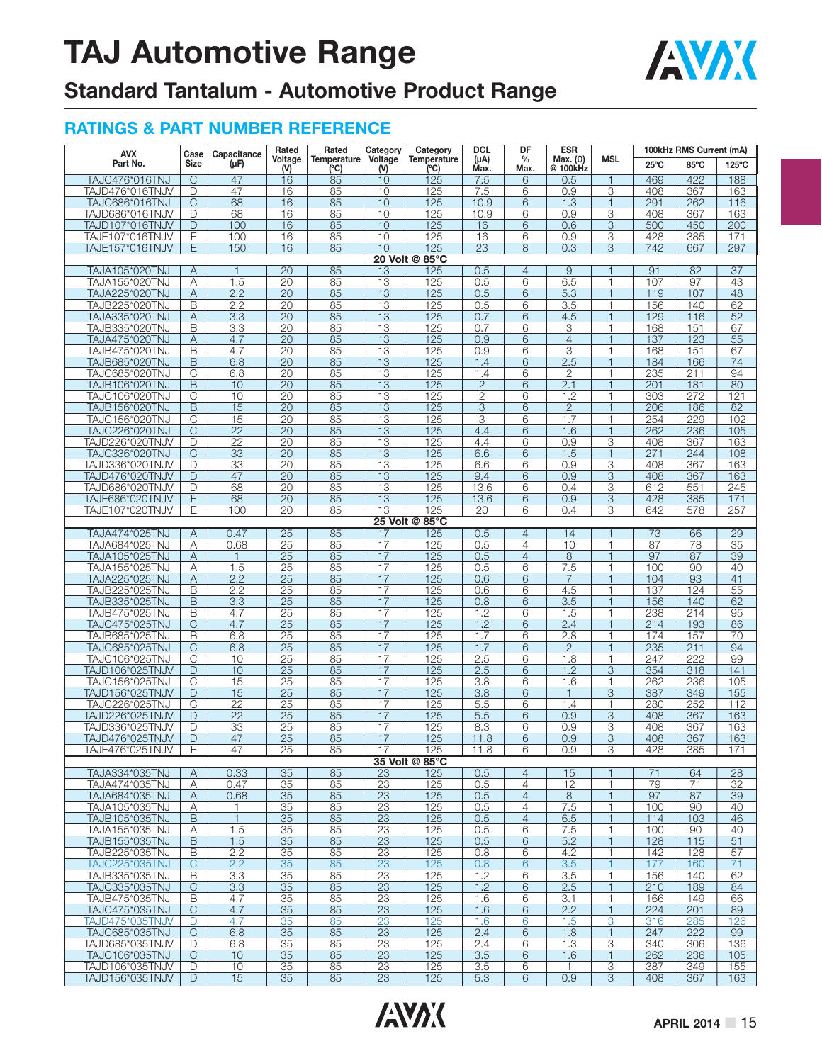# TAJ Automotive Range

## Standard Tantalum - Automotive Product Range

### RATINGS & PART NUMBER REFERENCE

| AVX Part No. | Case Size | Capacitance (µF) | Rated Voltage (V) | Rated Temperature (°C) | Category Voltage (V) | Category Temperature (°C) | DCL (µA) Max. | DF % Max. | ESR Max. (Ω) @ 100kHz | MSL | 100kHz RMS Current (mA) 25°C | 85°C | 125°C |
|---|---|---|---|---|---|---|---|---|---|---|---|---|---|
| TAJC476*016TNJ | C | 47 | 16 | 85 | 10 | 125 | 7.5 | 6 | 0.5 | 1 | 469 | 422 | 188 |
| TAJD476*016TNJV | D | 47 | 16 | 85 | 10 | 125 | 7.5 | 6 | 0.9 | 3 | 408 | 367 | 163 |
| TAJC686*016TNJ | C | 68 | 16 | 85 | 10 | 125 | 10.9 | 6 | 1.3 | 1 | 291 | 262 | 116 |
| TAJD686*016TNJV | D | 68 | 16 | 85 | 10 | 125 | 10.9 | 6 | 0.9 | 3 | 408 | 367 | 163 |
| TAJD107*016TNJV | D | 100 | 16 | 85 | 10 | 125 | 16 | 6 | 0.6 | 3 | 500 | 450 | 200 |
| TAJE107*016TNJV | E | 100 | 16 | 85 | 10 | 125 | 16 | 6 | 0.9 | 3 | 428 | 385 | 171 |
| TAJE157*016TNJV | E | 150 | 16 | 85 | 10 | 125 | 23 | 8 | 0.3 | 3 | 742 | 667 | 297 |
| **20 Volt @ 85°C** | | | | | | | | | | | | | |
| TAJA105*020TNJ | A | 1 | 20 | 85 | 13 | 125 | 0.5 | 4 | 9 | 1 | 91 | 82 | 37 |
| TAJA155*020TNJ | A | 1.5 | 20 | 85 | 13 | 125 | 0.5 | 6 | 6.5 | 1 | 107 | 97 | 43 |
| TAJA225*020TNJ | A | 2.2 | 20 | 85 | 13 | 125 | 0.5 | 6 | 5.3 | 1 | 119 | 107 | 48 |
| TAJB225*020TNJ | B | 2.2 | 20 | 85 | 13 | 125 | 0.5 | 6 | 3.5 | 1 | 156 | 140 | 62 |
| TAJA335*020TNJ | A | 3.3 | 20 | 85 | 13 | 125 | 0.7 | 6 | 4.5 | 1 | 129 | 116 | 52 |
| TAJB335*020TNJ | B | 3.3 | 20 | 85 | 13 | 125 | 0.7 | 6 | 3 | 1 | 168 | 151 | 67 |
| TAJA475*020TNJ | A | 4.7 | 20 | 85 | 13 | 125 | 0.9 | 6 | 4 | 1 | 137 | 123 | 55 |
| TAJB475*020TNJ | B | 4.7 | 20 | 85 | 13 | 125 | 0.9 | 6 | 3 | 1 | 168 | 151 | 67 |
| TAJB685*020TNJ | B | 6.8 | 20 | 85 | 13 | 125 | 1.4 | 6 | 2.5 | 1 | 184 | 166 | 74 |
| TAJC685*020TNJ | C | 6.8 | 20 | 85 | 13 | 125 | 1.4 | 6 | 2 | 1 | 235 | 211 | 94 |
| TAJB106*020TNJ | B | 10 | 20 | 85 | 13 | 125 | 2 | 6 | 2.1 | 1 | 201 | 181 | 80 |
| TAJC106*020TNJ | C | 10 | 20 | 85 | 13 | 125 | 2 | 6 | 1.2 | 1 | 303 | 272 | 121 |
| TAJB156*020TNJ | B | 15 | 20 | 85 | 13 | 125 | 3 | 6 | 2 | 1 | 206 | 186 | 82 |
| TAJC156*020TNJ | C | 15 | 20 | 85 | 13 | 125 | 3 | 6 | 1.7 | 1 | 254 | 229 | 102 |
| TAJC226*020TNJ | C | 22 | 20 | 85 | 13 | 125 | 4.4 | 6 | 1.6 | 1 | 262 | 236 | 105 |
| TAJD226*020TNJV | D | 22 | 20 | 85 | 13 | 125 | 4.4 | 6 | 0.9 | 3 | 408 | 367 | 163 |
| TAJC336*020TNJ | C | 33 | 20 | 85 | 13 | 125 | 6.6 | 6 | 1.5 | 1 | 271 | 244 | 108 |
| TAJD336*020TNJV | D | 33 | 20 | 85 | 13 | 125 | 6.6 | 6 | 0.9 | 3 | 408 | 367 | 163 |
| TAJD476*020TNJV | D | 47 | 20 | 85 | 13 | 125 | 9.4 | 6 | 0.9 | 3 | 408 | 367 | 163 |
| TAJD686*020TNJV | D | 68 | 20 | 85 | 13 | 125 | 13.6 | 6 | 0.4 | 3 | 612 | 551 | 245 |
| TAJE686*020TNJV | E | 68 | 20 | 85 | 13 | 125 | 13.6 | 6 | 0.9 | 3 | 428 | 385 | 171 |
| TAJE107*020TNJV | E | 100 | 20 | 85 | 13 | 125 | 20 | 6 | 0.4 | 3 | 642 | 578 | 257 |
| **25 Volt @ 85°C** | | | | | | | | | | | | | |
| TAJA474*025TNJ | A | 0.47 | 25 | 85 | 17 | 125 | 0.5 | 4 | 14 | 1 | 73 | 66 | 29 |
| TAJA684*025TNJ | A | 0.68 | 25 | 85 | 17 | 125 | 0.5 | 4 | 10 | 1 | 87 | 78 | 35 |
| TAJA105*025TNJ | A | 1 | 25 | 85 | 17 | 125 | 0.5 | 4 | 8 | 1 | 97 | 87 | 39 |
| TAJA155*025TNJ | A | 1.5 | 25 | 85 | 17 | 125 | 0.5 | 6 | 7.5 | 1 | 100 | 90 | 40 |
| TAJA225*025TNJ | A | 2.2 | 25 | 85 | 17 | 125 | 0.6 | 6 | 7 | 1 | 104 | 93 | 41 |
| TAJB225*025TNJ | B | 2.2 | 25 | 85 | 17 | 125 | 0.6 | 6 | 4.5 | 1 | 137 | 124 | 55 |
| TAJB335*025TNJ | B | 3.3 | 25 | 85 | 17 | 125 | 0.8 | 6 | 3.5 | 1 | 156 | 140 | 62 |
| TAJB475*025TNJ | B | 4.7 | 25 | 85 | 17 | 125 | 1.2 | 6 | 1.5 | 1 | 238 | 214 | 95 |
| TAJC475*025TNJ | C | 4.7 | 25 | 85 | 17 | 125 | 1.2 | 6 | 2.4 | 1 | 214 | 193 | 86 |
| TAJB685*025TNJ | B | 6.8 | 25 | 85 | 17 | 125 | 1.7 | 6 | 2.8 | 1 | 174 | 157 | 70 |
| TAJC685*025TNJ | C | 6.8 | 25 | 85 | 17 | 125 | 1.7 | 6 | 2 | 1 | 235 | 211 | 94 |
| TAJC106*025TNJ | C | 10 | 25 | 85 | 17 | 125 | 2.5 | 6 | 1.8 | 1 | 247 | 222 | 99 |
| TAJD106*025TNJV | D | 10 | 25 | 85 | 17 | 125 | 2.5 | 6 | 1.2 | 3 | 354 | 318 | 141 |
| TAJC156*025TNJ | C | 15 | 25 | 85 | 17 | 125 | 3.8 | 6 | 1.6 | 1 | 262 | 236 | 105 |
| TAJD156*025TNJV | D | 15 | 25 | 85 | 17 | 125 | 3.8 | 6 | 1 | 3 | 387 | 349 | 155 |
| TAJC226*025TNJ | C | 22 | 25 | 85 | 17 | 125 | 5.5 | 6 | 1.4 | 1 | 280 | 252 | 112 |
| TAJD226*025TNJV | D | 22 | 25 | 85 | 17 | 125 | 5.5 | 6 | 0.9 | 3 | 408 | 367 | 163 |
| TAJD336*025TNJV | D | 33 | 25 | 85 | 17 | 125 | 8.3 | 6 | 0.9 | 3 | 408 | 367 | 163 |
| TAJD476*025TNJV | D | 47 | 25 | 85 | 17 | 125 | 11.8 | 6 | 0.9 | 3 | 408 | 367 | 163 |
| TAJE476*025TNJV | E | 47 | 25 | 85 | 17 | 125 | 11.8 | 6 | 0.9 | 3 | 428 | 385 | 171 |
| **35 Volt @ 85°C** | | | | | | | | | | | | | |
| TAJA334*035TNJ | A | 0.33 | 35 | 85 | 23 | 125 | 0.5 | 4 | 15 | 1 | 71 | 64 | 28 |
| TAJA474*035TNJ | A | 0.47 | 35 | 85 | 23 | 125 | 0.5 | 4 | 12 | 1 | 79 | 71 | 32 |
| TAJA684*035TNJ | A | 0.68 | 35 | 85 | 23 | 125 | 0.5 | 4 | 8 | 1 | 97 | 87 | 39 |
| TAJA105*035TNJ | A | 1 | 35 | 85 | 23 | 125 | 0.5 | 4 | 7.5 | 1 | 100 | 90 | 40 |
| TAJB105*035TNJ | B | 1 | 35 | 85 | 23 | 125 | 0.5 | 4 | 6.5 | 1 | 114 | 103 | 46 |
| TAJA155*035TNJ | A | 1.5 | 35 | 85 | 23 | 125 | 0.5 | 6 | 7.5 | 1 | 100 | 90 | 40 |
| TAJB155*035TNJ | B | 1.5 | 35 | 85 | 23 | 125 | 0.5 | 6 | 5.2 | 1 | 128 | 115 | 51 |
| TAJB225*035TNJ | B | 2.2 | 35 | 85 | 23 | 125 | 0.8 | 6 | 4.2 | 1 | 142 | 128 | 57 |
| TAJC225*035TNJ | C | 2.2 | 35 | 85 | 23 | 125 | 0.8 | 6 | 3.5 | 1 | 177 | 160 | 71 |
| TAJB335*035TNJ | B | 3.3 | 35 | 85 | 23 | 125 | 1.2 | 6 | 3.5 | 1 | 156 | 140 | 62 |
| TAJC335*035TNJ | C | 3.3 | 35 | 85 | 23 | 125 | 1.2 | 6 | 2.5 | 1 | 210 | 189 | 84 |
| TAJB475*035TNJ | B | 4.7 | 35 | 85 | 23 | 125 | 1.6 | 6 | 3.1 | 1 | 166 | 149 | 66 |
| TAJC475*035TNJ | C | 4.7 | 35 | 85 | 23 | 125 | 1.6 | 6 | 2.2 | 1 | 224 | 201 | 89 |
| TAJD475*035TNJV | D | 4.7 | 35 | 85 | 23 | 125 | 1.6 | 6 | 1.5 | 3 | 316 | 285 | 126 |
| TAJC685*035TNJ | C | 6.8 | 35 | 85 | 23 | 125 | 2.4 | 6 | 1.8 | 1 | 247 | 222 | 99 |
| TAJD685*035TNJV | D | 6.8 | 35 | 85 | 23 | 125 | 2.4 | 6 | 1.3 | 3 | 340 | 306 | 136 |
| TAJC106*035TNJ | C | 10 | 35 | 85 | 23 | 125 | 3.5 | 6 | 1.6 | 1 | 262 | 236 | 105 |
| TAJD106*035TNJV | D | 10 | 35 | 85 | 23 | 125 | 3.5 | 6 | 1 | 3 | 387 | 349 | 155 |
| TAJD156*035TNJV | D | 15 | 35 | 85 | 23 | 125 | 5.3 | 6 | 0.9 | 3 | 408 | 367 | 163 |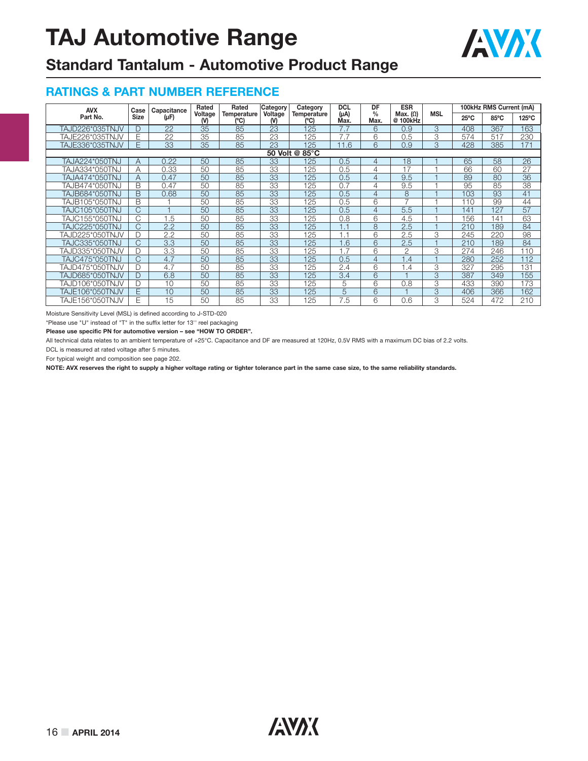# TAJ Automotive Range

## Standard Tantalum - Automotive Product Range

### RATINGS & PART NUMBER REFERENCE

| AVX Part No. | Case Size | Capacitance (μF) | Rated Voltage (V) | Rated Temperature (ºC) | Category Voltage (V) | Category Temperature (ºC) | DCL (μA) Max. | DF % Max. | ESR Max. (Ω) @ 100kHz | MSL | 100kHz RMS Current (mA) | | |
|---|---|---|---|---|---|---|---|---|---|---|---|---|---|
| | | | | | | | | | | | 25ºC | 85ºC | 125ºC |
| TAJD226*035TNJV | D | 22 | 35 | 85 | 23 | 125 | 7.7 | 6 | 0.9 | 3 | 408 | 367 | 163 |
| TAJE226*035TNJV | E | 22 | 35 | 85 | 23 | 125 | 7.7 | 6 | 0.5 | 3 | 574 | 517 | 230 |
| TAJE336*035TNJV | E | 33 | 35 | 85 | 23 | 125 | 11.6 | 6 | 0.9 | 3 | 428 | 385 | 171 |
| **50 Volt @ 85°C** | | | | | | | | | | | | | |
| TAJA224*050TNJ | A | 0.22 | 50 | 85 | 33 | 125 | 0.5 | 4 | 18 | 1 | 65 | 58 | 26 |
| TAJA334*050TNJ | A | 0.33 | 50 | 85 | 33 | 125 | 0.5 | 4 | 17 | 1 | 66 | 60 | 27 |
| TAJA474*050TNJ | A | 0.47 | 50 | 85 | 33 | 125 | 0.5 | 4 | 9.5 | 1 | 89 | 80 | 36 |
| TAJB474*050TNJ | B | 0.47 | 50 | 85 | 33 | 125 | 0.7 | 4 | 9.5 | 1 | 95 | 85 | 38 |
| TAJB684*050TNJ | B | 0.68 | 50 | 85 | 33 | 125 | 0.5 | 4 | 8 | 1 | 103 | 93 | 41 |
| TAJB105*050TNJ | B | 1 | 50 | 85 | 33 | 125 | 0.5 | 6 | 7 | 1 | 110 | 99 | 44 |
| TAJC105*050TNJ | C | 1 | 50 | 85 | 33 | 125 | 0.5 | 4 | 5.5 | 1 | 141 | 127 | 57 |
| TAJC155*050TNJ | C | 1.5 | 50 | 85 | 33 | 125 | 0.8 | 6 | 4.5 | 1 | 156 | 141 | 63 |
| TAJC225*050TNJ | C | 2.2 | 50 | 85 | 33 | 125 | 1.1 | 8 | 2.5 | 1 | 210 | 189 | 84 |
| TAJD225*050TNJV | D | 2.2 | 50 | 85 | 33 | 125 | 1.1 | 6 | 2.5 | 3 | 245 | 220 | 98 |
| TAJC335*050TNJ | C | 3.3 | 50 | 85 | 33 | 125 | 1.6 | 6 | 2.5 | 1 | 210 | 189 | 84 |
| TAJD335*050TNJV | D | 3.3 | 50 | 85 | 33 | 125 | 1.7 | 6 | 2 | 3 | 274 | 246 | 110 |
| TAJC475*050TNJ | C | 4.7 | 50 | 85 | 33 | 125 | 0.5 | 4 | 1.4 | 1 | 280 | 252 | 112 |
| TAJD475*050TNJV | D | 4.7 | 50 | 85 | 33 | 125 | 2.4 | 6 | 1.4 | 3 | 327 | 295 | 131 |
| TAJD685*050TNJV | D | 6.8 | 50 | 85 | 33 | 125 | 3.4 | 6 | 1 | 3 | 387 | 349 | 155 |
| TAJD106*050TNJV | D | 10 | 50 | 85 | 33 | 125 | 5 | 6 | 0.8 | 3 | 433 | 390 | 173 |
| TAJE106*050TNJV | E | 10 | 50 | 85 | 33 | 125 | 5 | 6 | 1 | 3 | 406 | 366 | 162 |
| TAJE156*050TNJV | E | 15 | 50 | 85 | 33 | 125 | 7.5 | 6 | 0.6 | 3 | 524 | 472 | 210 |

Moisture Sensitivity Level (MSL) is defined according to J-STD-020

*Please use "U" instead of "T" in the suffix letter for 13'' reel packaging

**Please use specific PN for automotive version – see "HOW TO ORDER".**

All technical data relates to an ambient temperature of +25°C. Capacitance and DF are measured at 120Hz, 0.5V RMS with a maximum DC bias of 2.2 volts.

DCL is measured at rated voltage after 5 minutes.

For typical weight and composition see page 202.

**NOTE: AVX reserves the right to supply a higher voltage rating or tighter tolerance part in the same case size, to the same reliability standards.**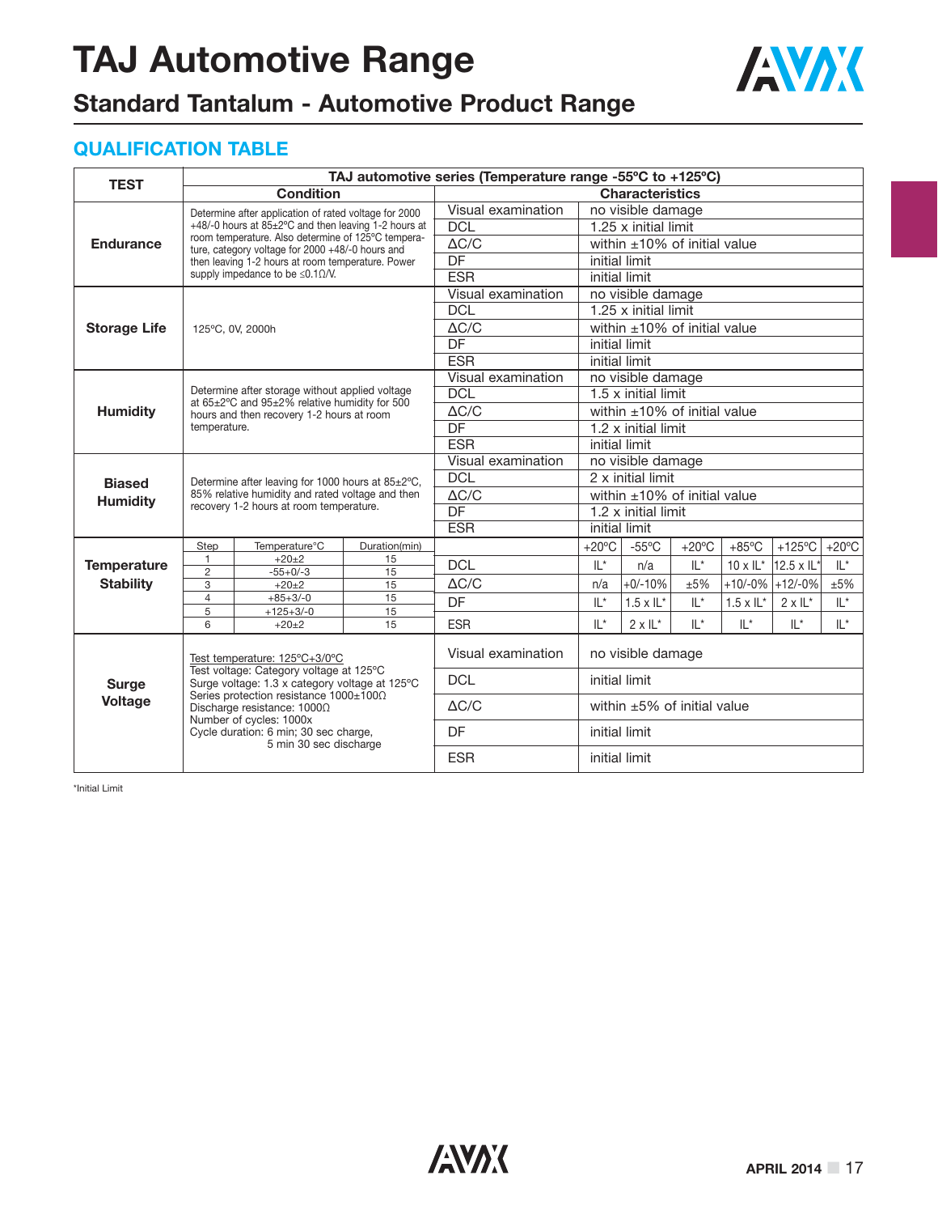# TAJ Automotive Range

## Standard Tantalum - Automotive Product Range

### QUALIFICATION TABLE

| TEST | TAJ automotive series (Temperature range -55ºC to +125ºC) | | | | | | | | |
|---|---|---|---|---|---|---|---|---|---|
| | Condition | Characteristics | | | | | | | |
| Endurance | Determine after application of rated voltage for 2000 +48/-0 hours at 85±2ºC and then leaving 1-2 hours at room temperature. Also determine of 125ºC temperature, category voltage for 2000 +48/-0 hours and then leaving 1-2 hours at room temperature. Power supply impedance to be ≤0.1Ω/V. | Visual examination | no visible damage | | | | | | |
| | | DCL | 1.25 x initial limit | | | | | | |
| | | ΔC/C | within ±10% of initial value | | | | | | |
| | | DF | initial limit | | | | | | |
| | | ESR | initial limit | | | | | | |
| Storage Life | 125ºC, 0V, 2000h | Visual examination | no visible damage | | | | | | |
| | | DCL | 1.25 x initial limit | | | | | | |
| | | ΔC/C | within ±10% of initial value | | | | | | |
| | | DF | initial limit | | | | | | |
| | | ESR | initial limit | | | | | | |
| Humidity | Determine after storage without applied voltage at 65±2ºC and 95±2% relative humidity for 500 hours and then recovery 1-2 hours at room temperature. | Visual examination | no visible damage | | | | | | |
| | | DCL | 1.5 x initial limit | | | | | | |
| | | ΔC/C | within ±10% of initial value | | | | | | |
| | | DF | 1.2 x initial limit | | | | | | |
| | | ESR | initial limit | | | | | | |
| Biased Humidity | Determine after leaving for 1000 hours at 85±2ºC, 85% relative humidity and rated voltage and then recovery 1-2 hours at room temperature. | Visual examination | no visible damage | | | | | | |
| | | DCL | 2 x initial limit | | | | | | |
| | | ΔC/C | within ±10% of initial value | | | | | | |
| | | DF | 1.2 x initial limit | | | | | | |
| | | ESR | initial limit | | | | | | |
| Temperature Stability | Step / Temperature°C / Duration(min): 1 / +20±2 / 15; 2 / -55+0/-3 / 15; 3 / +20±2 / 15; 4 / +85+3/-0 / 15; 5 / +125+3/-0 / 15; 6 / +20±2 / 15 | | +20ºC | -55ºC | +20ºC | +85ºC | +125ºC | +20ºC | |
| | | DCL | IL* | n/a | IL* | 10 x IL* | 12.5 x IL* | IL* | |
| | | ΔC/C | n/a | +0/-10% | ±5% | +10/-0% | +12/-0% | ±5% | |
| | | DF | IL* | 1.5 x IL* | IL* | 1.5 x IL* | 2 x IL* | IL* | |
| | | ESR | IL* | 2 x IL* | IL* | IL* | IL* | IL* | |
| Surge Voltage | Test temperature: 125ºC+3/0ºC<br>Test voltage: Category voltage at 125ºC<br>Surge voltage: 1.3 x category voltage at 125ºC<br>Series protection resistance 1000±100Ω<br>Discharge resistance: 1000Ω<br>Number of cycles: 1000x<br>Cycle duration: 6 min; 30 sec charge, 5 min 30 sec discharge | Visual examination | no visible damage | | | | | | |
| | | DCL | initial limit | | | | | | |
| | | ΔC/C | within ±5% of initial value | | | | | | |
| | | DF | initial limit | | | | | | |
| | | ESR | initial limit | | | | | | |

*Initial Limit